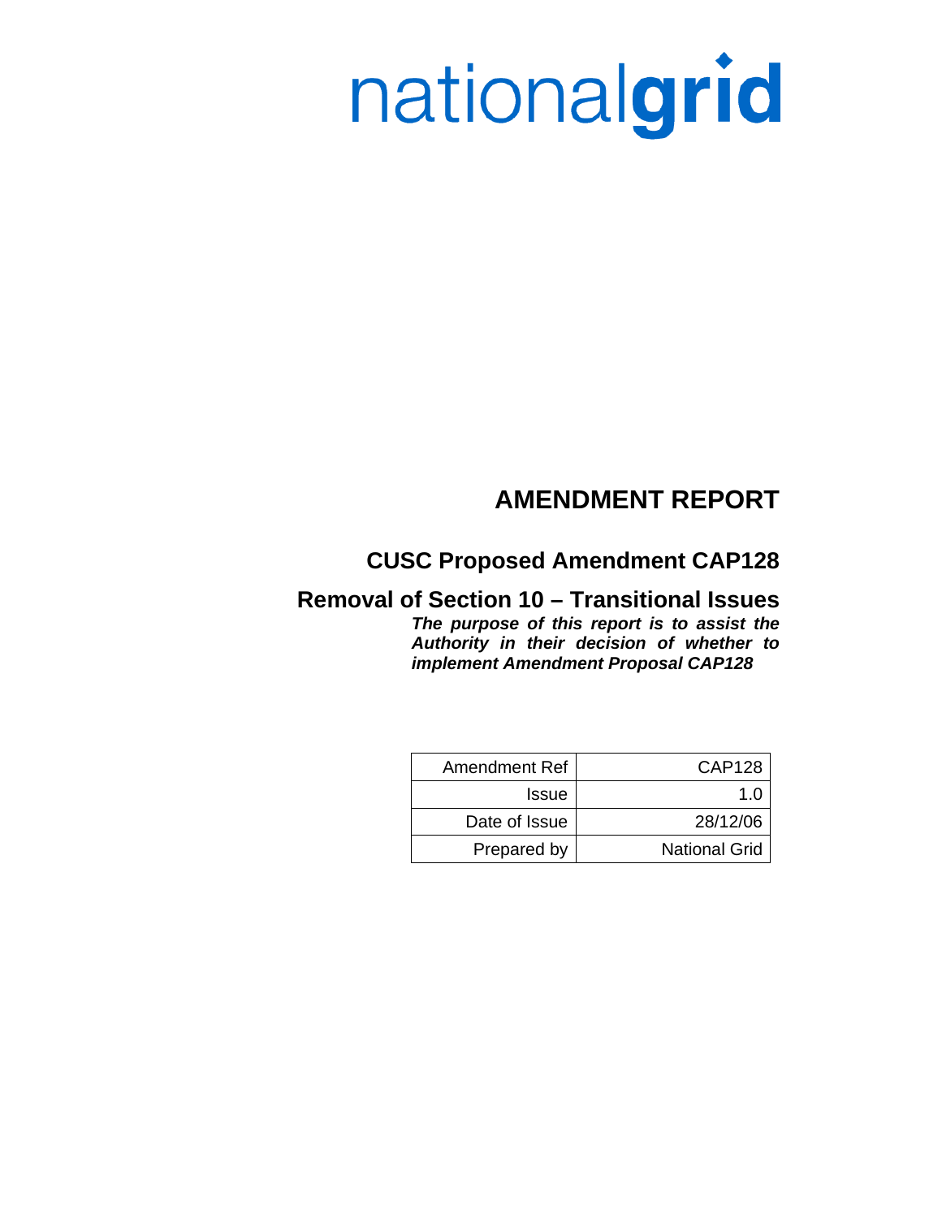nationalgrid

# AMENDMENT REPORT

## CUSC Proposed Amendment CAP128

## Removal of Section 10 – Transitional Issues

***The purpose of this report is to assist the Authority in their decision of whether to implement Amendment Proposal CAP128***

| Amendment Ref | CAP128 |
|---|---|
| Issue | 1.0 |
| Date of Issue | 28/12/06 |
| Prepared by | National Grid |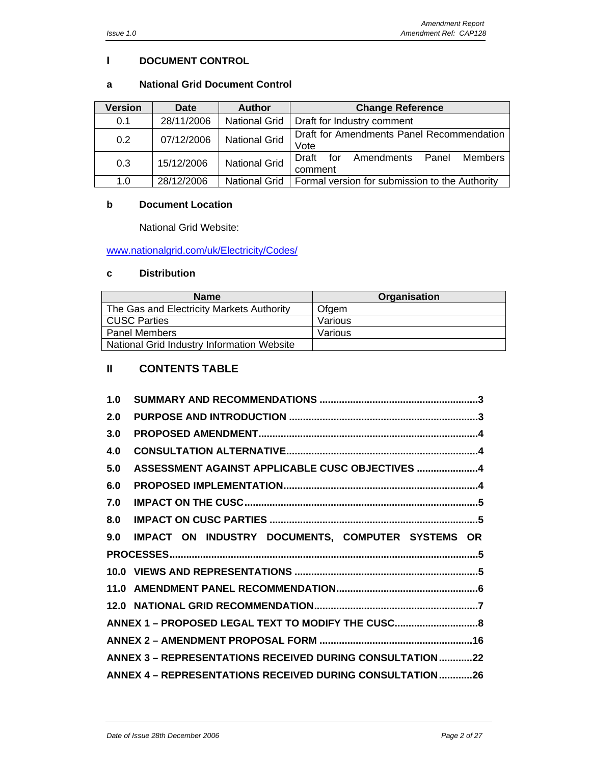## I DOCUMENT CONTROL

### a National Grid Document Control

| Version | Date | Author | Change Reference |
|---|---|---|---|
| 0.1 | 28/11/2006 | National Grid | Draft for Industry comment |
| 0.2 | 07/12/2006 | National Grid | Draft for Amendments Panel Recommendation Vote |
| 0.3 | 15/12/2006 | National Grid | Draft for Amendments Panel Members comment |
| 1.0 | 28/12/2006 | National Grid | Formal version for submission to the Authority |

### b Document Location

National Grid Website:

www.nationalgrid.com/uk/Electricity/Codes/

### c Distribution

| Name | Organisation |
|---|---|
| The Gas and Electricity Markets Authority | Ofgem |
| CUSC Parties | Various |
| Panel Members | Various |
| National Grid Industry Information Website | |

## II CONTENTS TABLE

**1.0 SUMMARY AND RECOMMENDATIONS ....................3**

**2.0 PURPOSE AND INTRODUCTION ....................3**

**3.0 PROPOSED AMENDMENT....................4**

**4.0 CONSULTATION ALTERNATIVE....................4**

**5.0 ASSESSMENT AGAINST APPLICABLE CUSC OBJECTIVES ....................4**

**6.0 PROPOSED IMPLEMENTATION....................4**

**7.0 IMPACT ON THE CUSC....................5**

**8.0 IMPACT ON CUSC PARTIES ....................5**

**9.0 IMPACT ON INDUSTRY DOCUMENTS, COMPUTER SYSTEMS OR PROCESSES....................5**

**10.0 VIEWS AND REPRESENTATIONS ....................5**

**11.0 AMENDMENT PANEL RECOMMENDATION....................6**

**12.0 NATIONAL GRID RECOMMENDATION....................7**

**ANNEX 1 – PROPOSED LEGAL TEXT TO MODIFY THE CUSC....................8**

**ANNEX 2 – AMENDMENT PROPOSAL FORM ....................16**

**ANNEX 3 – REPRESENTATIONS RECEIVED DURING CONSULTATION....................22**

**ANNEX 4 – REPRESENTATIONS RECEIVED DURING CONSULTATION....................26**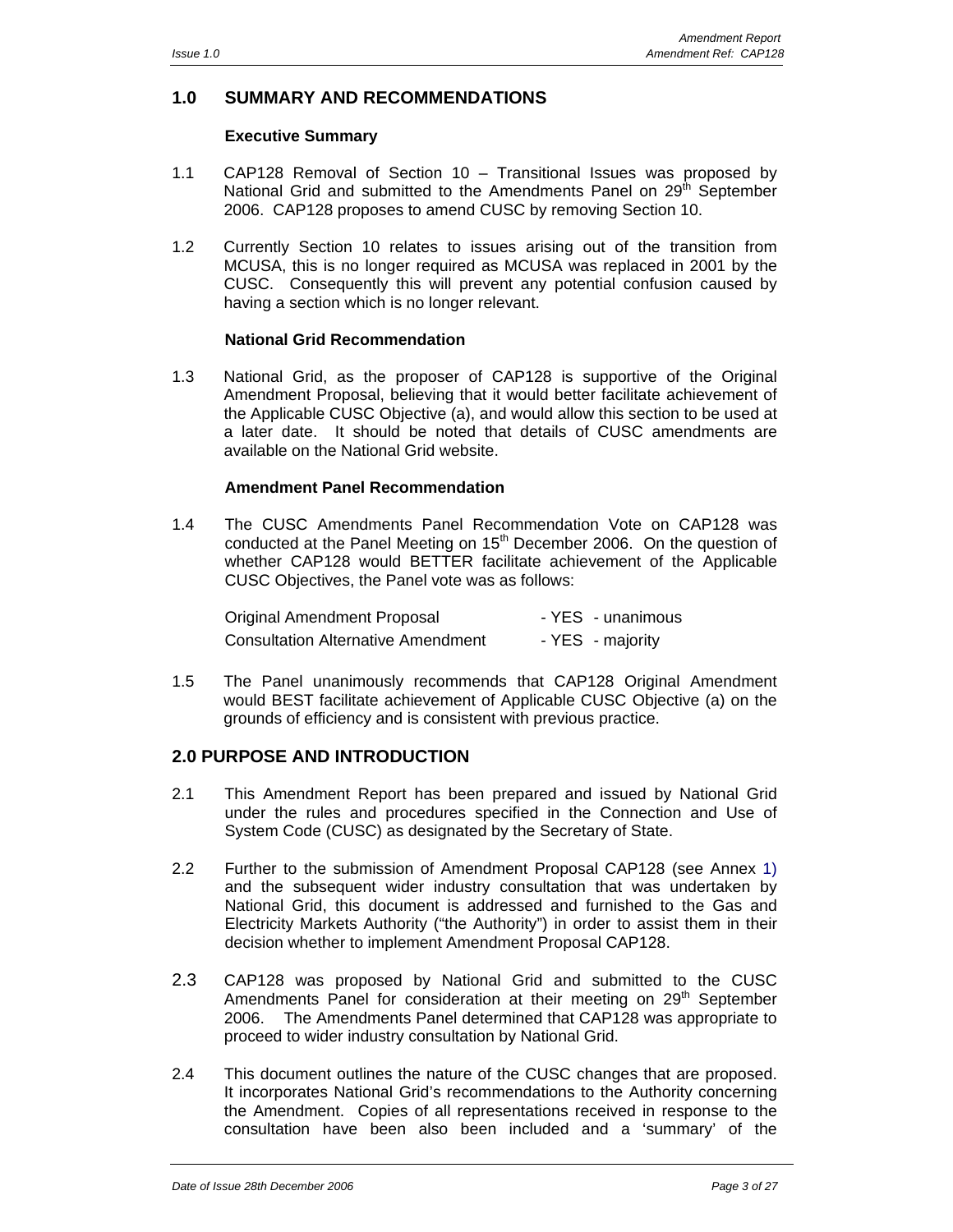## 1.0 SUMMARY AND RECOMMENDATIONS

### Executive Summary

1.1 CAP128 Removal of Section 10 – Transitional Issues was proposed by National Grid and submitted to the Amendments Panel on 29th September 2006. CAP128 proposes to amend CUSC by removing Section 10.

1.2 Currently Section 10 relates to issues arising out of the transition from MCUSA, this is no longer required as MCUSA was replaced in 2001 by the CUSC. Consequently this will prevent any potential confusion caused by having a section which is no longer relevant.

### National Grid Recommendation

1.3 National Grid, as the proposer of CAP128 is supportive of the Original Amendment Proposal, believing that it would better facilitate achievement of the Applicable CUSC Objective (a), and would allow this section to be used at a later date. It should be noted that details of CUSC amendments are available on the National Grid website.

### Amendment Panel Recommendation

1.4 The CUSC Amendments Panel Recommendation Vote on CAP128 was conducted at the Panel Meeting on 15th December 2006. On the question of whether CAP128 would BETTER facilitate achievement of the Applicable CUSC Objectives, the Panel vote was as follows:

| | |
|---|---|
| Original Amendment Proposal | - YES - unanimous |
| Consultation Alternative Amendment | - YES - majority |

1.5 The Panel unanimously recommends that CAP128 Original Amendment would BEST facilitate achievement of Applicable CUSC Objective (a) on the grounds of efficiency and is consistent with previous practice.

## 2.0 PURPOSE AND INTRODUCTION

2.1 This Amendment Report has been prepared and issued by National Grid under the rules and procedures specified in the Connection and Use of System Code (CUSC) as designated by the Secretary of State.

2.2 Further to the submission of Amendment Proposal CAP128 (see Annex 1) and the subsequent wider industry consultation that was undertaken by National Grid, this document is addressed and furnished to the Gas and Electricity Markets Authority ("the Authority") in order to assist them in their decision whether to implement Amendment Proposal CAP128.

2.3 CAP128 was proposed by National Grid and submitted to the CUSC Amendments Panel for consideration at their meeting on 29th September 2006. The Amendments Panel determined that CAP128 was appropriate to proceed to wider industry consultation by National Grid.

2.4 This document outlines the nature of the CUSC changes that are proposed. It incorporates National Grid's recommendations to the Authority concerning the Amendment. Copies of all representations received in response to the consultation have been also been included and a 'summary' of the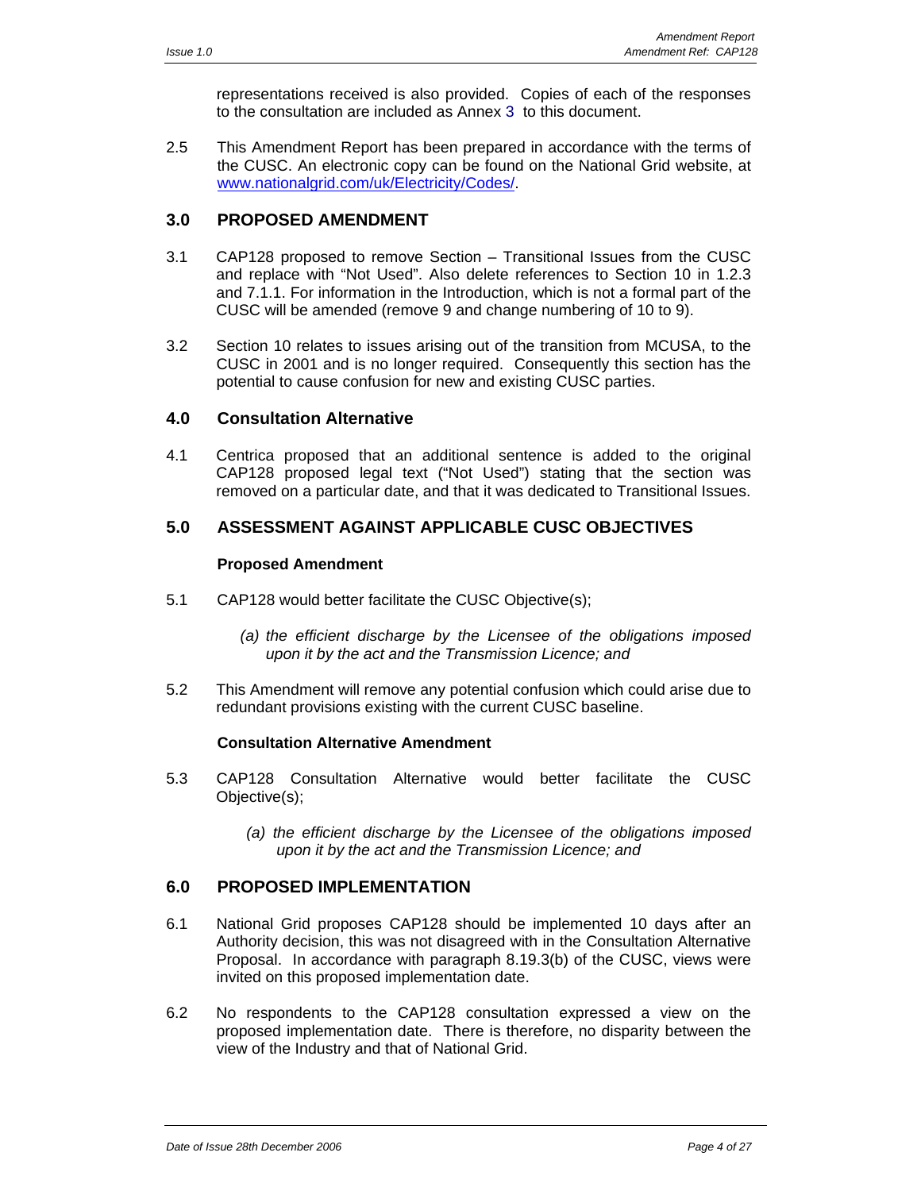representations received is also provided. Copies of each of the responses to the consultation are included as Annex 3 to this document.

2.5 This Amendment Report has been prepared in accordance with the terms of the CUSC. An electronic copy can be found on the National Grid website, at [www.nationalgrid.com/uk/Electricity/Codes/](www.nationalgrid.com/uk/Electricity/Codes/).

## 3.0 PROPOSED AMENDMENT

3.1 CAP128 proposed to remove Section – Transitional Issues from the CUSC and replace with "Not Used". Also delete references to Section 10 in 1.2.3 and 7.1.1. For information in the Introduction, which is not a formal part of the CUSC will be amended (remove 9 and change numbering of 10 to 9).

3.2 Section 10 relates to issues arising out of the transition from MCUSA, to the CUSC in 2001 and is no longer required. Consequently this section has the potential to cause confusion for new and existing CUSC parties.

## 4.0 Consultation Alternative

4.1 Centrica proposed that an additional sentence is added to the original CAP128 proposed legal text ("Not Used") stating that the section was removed on a particular date, and that it was dedicated to Transitional Issues.

## 5.0 ASSESSMENT AGAINST APPLICABLE CUSC OBJECTIVES

**Proposed Amendment**

5.1 CAP128 would better facilitate the CUSC Objective(s);

*(a) the efficient discharge by the Licensee of the obligations imposed upon it by the act and the Transmission Licence; and*

5.2 This Amendment will remove any potential confusion which could arise due to redundant provisions existing with the current CUSC baseline.

**Consultation Alternative Amendment**

5.3 CAP128 Consultation Alternative would better facilitate the CUSC Objective(s);

*(a) the efficient discharge by the Licensee of the obligations imposed upon it by the act and the Transmission Licence; and*

## 6.0 PROPOSED IMPLEMENTATION

6.1 National Grid proposes CAP128 should be implemented 10 days after an Authority decision, this was not disagreed with in the Consultation Alternative Proposal. In accordance with paragraph 8.19.3(b) of the CUSC, views were invited on this proposed implementation date.

6.2 No respondents to the CAP128 consultation expressed a view on the proposed implementation date. There is therefore, no disparity between the view of the Industry and that of National Grid.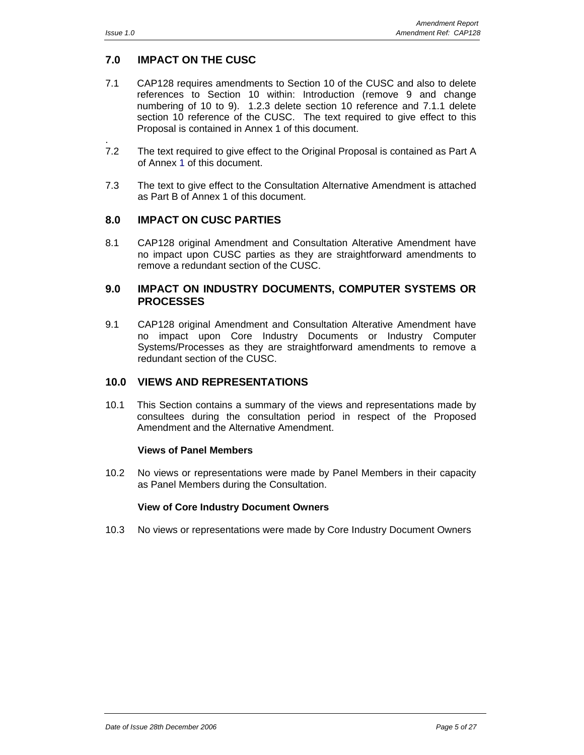## 7.0 IMPACT ON THE CUSC

7.1 CAP128 requires amendments to Section 10 of the CUSC and also to delete references to Section 10 within: Introduction (remove 9 and change numbering of 10 to 9). 1.2.3 delete section 10 reference and 7.1.1 delete section 10 reference of the CUSC. The text required to give effect to this Proposal is contained in Annex 1 of this document.

.

7.2 The text required to give effect to the Original Proposal is contained as Part A of Annex 1 of this document.

7.3 The text to give effect to the Consultation Alternative Amendment is attached as Part B of Annex 1 of this document.

## 8.0 IMPACT ON CUSC PARTIES

8.1 CAP128 original Amendment and Consultation Alterative Amendment have no impact upon CUSC parties as they are straightforward amendments to remove a redundant section of the CUSC.

## 9.0 IMPACT ON INDUSTRY DOCUMENTS, COMPUTER SYSTEMS OR PROCESSES

9.1 CAP128 original Amendment and Consultation Alterative Amendment have no impact upon Core Industry Documents or Industry Computer Systems/Processes as they are straightforward amendments to remove a redundant section of the CUSC.

## 10.0 VIEWS AND REPRESENTATIONS

10.1 This Section contains a summary of the views and representations made by consultees during the consultation period in respect of the Proposed Amendment and the Alternative Amendment.

**Views of Panel Members**

10.2 No views or representations were made by Panel Members in their capacity as Panel Members during the Consultation.

**View of Core Industry Document Owners**

10.3 No views or representations were made by Core Industry Document Owners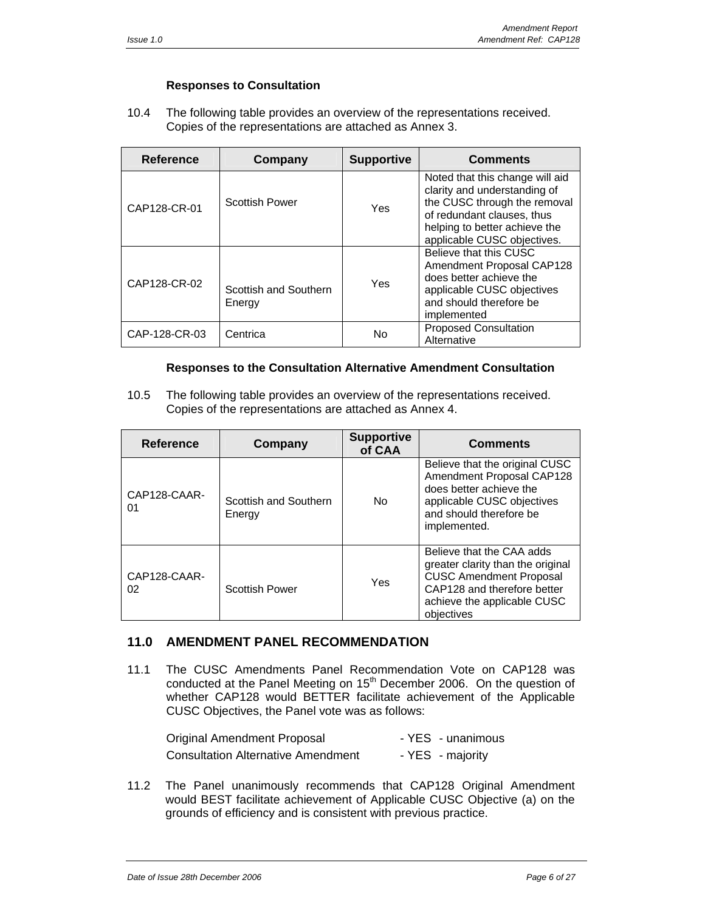### Responses to Consultation

10.4 The following table provides an overview of the representations received. Copies of the representations are attached as Annex 3.

| Reference | Company | Supportive | Comments |
|---|---|---|---|
| CAP128-CR-01 | Scottish Power | Yes | Noted that this change will aid clarity and understanding of the CUSC through the removal of redundant clauses, thus helping to better achieve the applicable CUSC objectives. |
| CAP128-CR-02 | Scottish and Southern Energy | Yes | Believe that this CUSC Amendment Proposal CAP128 does better achieve the applicable CUSC objectives and should therefore be implemented |
| CAP-128-CR-03 | Centrica | No | Proposed Consultation Alternative |

### Responses to the Consultation Alternative Amendment Consultation

10.5 The following table provides an overview of the representations received. Copies of the representations are attached as Annex 4.

| Reference | Company | Supportive of CAA | Comments |
|---|---|---|---|
| CAP128-CAAR-01 | Scottish and Southern Energy | No | Believe that the original CUSC Amendment Proposal CAP128 does better achieve the applicable CUSC objectives and should therefore be implemented. |
| CAP128-CAAR-02 | Scottish Power | Yes | Believe that the CAA adds greater clarity than the original CUSC Amendment Proposal CAP128 and therefore better achieve the applicable CUSC objectives |

## 11.0 AMENDMENT PANEL RECOMMENDATION

11.1 The CUSC Amendments Panel Recommendation Vote on CAP128 was conducted at the Panel Meeting on 15th December 2006. On the question of whether CAP128 would BETTER facilitate achievement of the Applicable CUSC Objectives, the Panel vote was as follows:

Original Amendment Proposal - YES - unanimous

Consultation Alternative Amendment - YES - majority

11.2 The Panel unanimously recommends that CAP128 Original Amendment would BEST facilitate achievement of Applicable CUSC Objective (a) on the grounds of efficiency and is consistent with previous practice.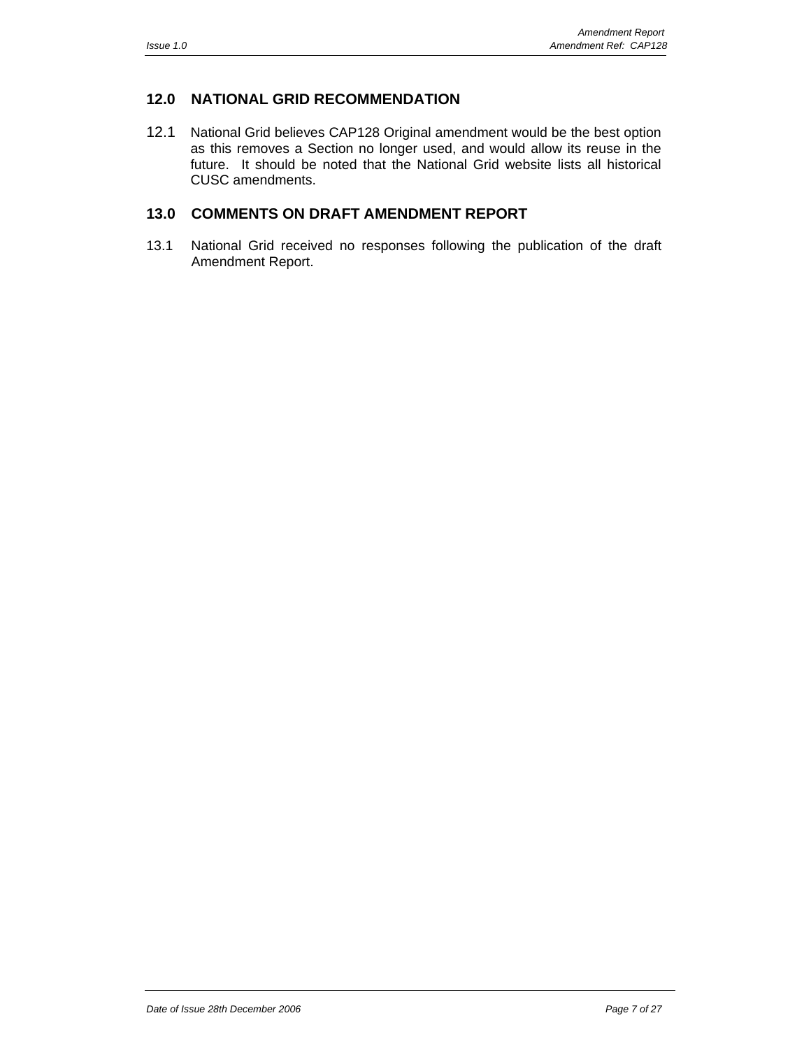## 12.0 NATIONAL GRID RECOMMENDATION

12.1 National Grid believes CAP128 Original amendment would be the best option as this removes a Section no longer used, and would allow its reuse in the future. It should be noted that the National Grid website lists all historical CUSC amendments.

## 13.0 COMMENTS ON DRAFT AMENDMENT REPORT

13.1 National Grid received no responses following the publication of the draft Amendment Report.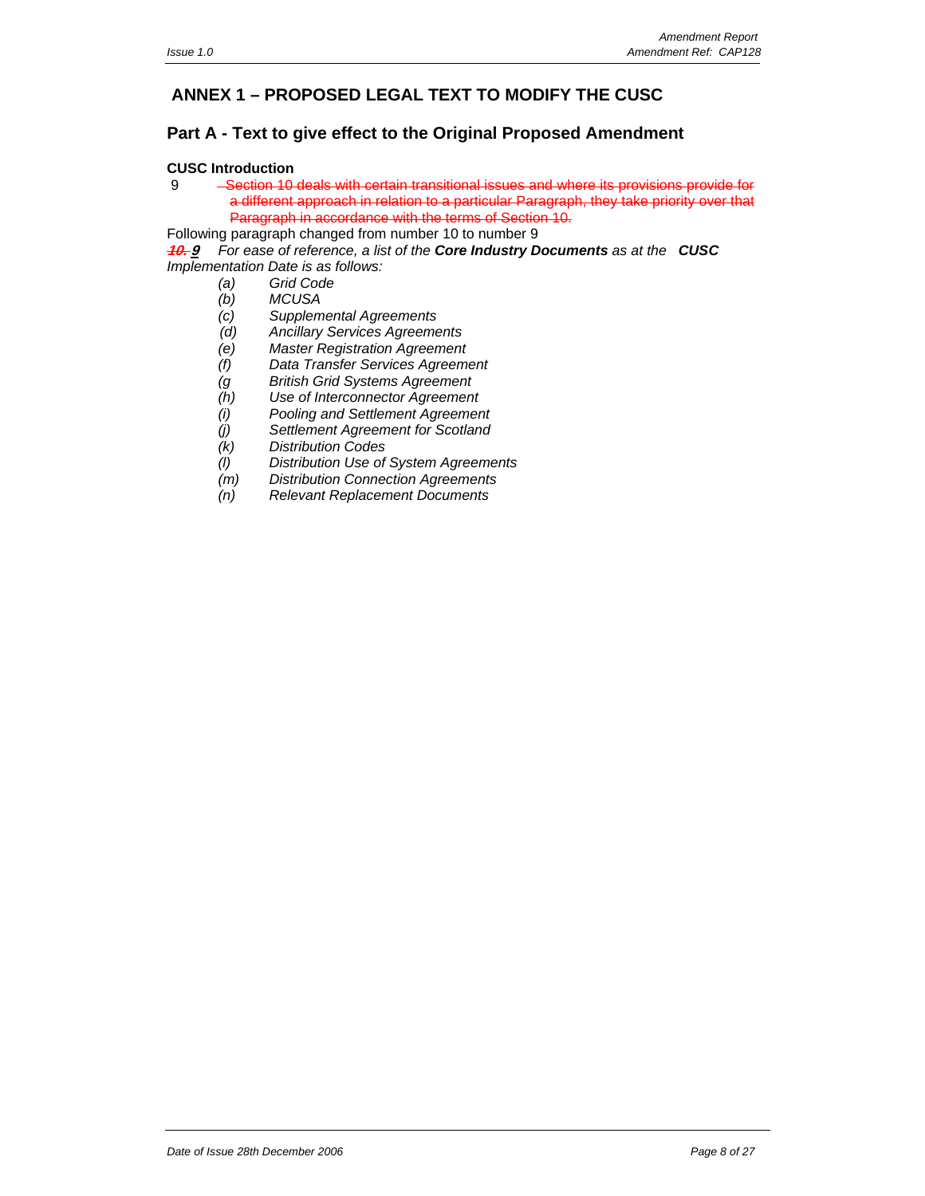## ANNEX 1 – PROPOSED LEGAL TEXT TO MODIFY THE CUSC

## Part A - Text to give effect to the Original Proposed Amendment

**CUSC Introduction**

9 ~~Section 10 deals with certain transitional issues and where its provisions provide for a different approach in relation to a particular Paragraph, they take priority over that Paragraph in accordance with the terms of Section 10.~~

Following paragraph changed from number 10 to number 9

***~~10.~~ 9*** *For ease of reference, a list of the **Core Industry Documents** as at the **CUSC** Implementation Date is as follows:*

- *(a) Grid Code*
- *(b) MCUSA*
- *(c) Supplemental Agreements*
- *(d) Ancillary Services Agreements*
- *(e) Master Registration Agreement*
- *(f) Data Transfer Services Agreement*
- *(g British Grid Systems Agreement*
- *(h) Use of Interconnector Agreement*
- *(i) Pooling and Settlement Agreement*
- *(j) Settlement Agreement for Scotland*
- *(k) Distribution Codes*
- *(l) Distribution Use of System Agreements*
- *(m) Distribution Connection Agreements*
- *(n) Relevant Replacement Documents*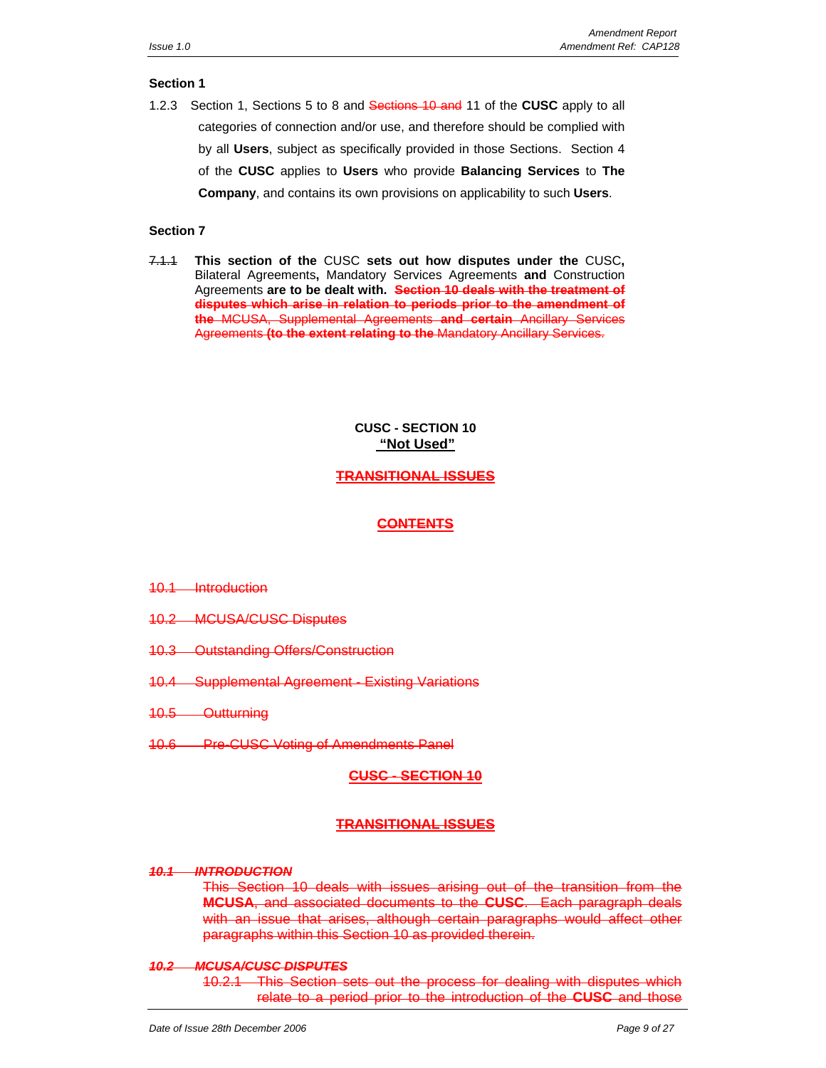**Section 1**

1.2.3 Section 1, Sections 5 to 8 and ~~Sections 10 and~~ 11 of the **CUSC** apply to all categories of connection and/or use, and therefore should be complied with by all **Users**, subject as specifically provided in those Sections. Section 4 of the **CUSC** applies to **Users** who provide **Balancing Services** to **The Company**, and contains its own provisions on applicability to such **Users**.

**Section 7**

~~7.1.1~~ **This section of the** CUSC **sets out how disputes under the** CUSC**,** Bilateral Agreements**,** Mandatory Services Agreements **and** Construction Agreements **are to be dealt with.** ~~**Section 10 deals with the treatment of disputes which arise in relation to periods prior to the amendment of the** MCUSA, Supplemental Agreements **and certain** Ancillary Services Agreements **(to the extent relating to the** Mandatory Ancillary Services.~~

**CUSC - SECTION 10**
**"Not Used"**

~~**TRANSITIONAL ISSUES**~~

~~**CONTENTS**~~

~~10.1 Introduction~~

~~10.2 MCUSA/CUSC Disputes~~

~~10.3 Outstanding Offers/Construction~~

~~10.4 Supplemental Agreement - Existing Variations~~

~~10.5 Outturning~~

~~10.6 Pre-CUSC Voting of Amendments Panel~~

~~**CUSC - SECTION 10**~~

~~**TRANSITIONAL ISSUES**~~

~~***10.1 INTRODUCTION***~~

~~This Section 10 deals with issues arising out of the transition from the **MCUSA**, and associated documents to the **CUSC**. Each paragraph deals with an issue that arises, although certain paragraphs would affect other paragraphs within this Section 10 as provided therein.~~

~~***10.2 MCUSA/CUSC DISPUTES***~~

~~10.2.1 This Section sets out the process for dealing with disputes which relate to a period prior to the introduction of the **CUSC** and those~~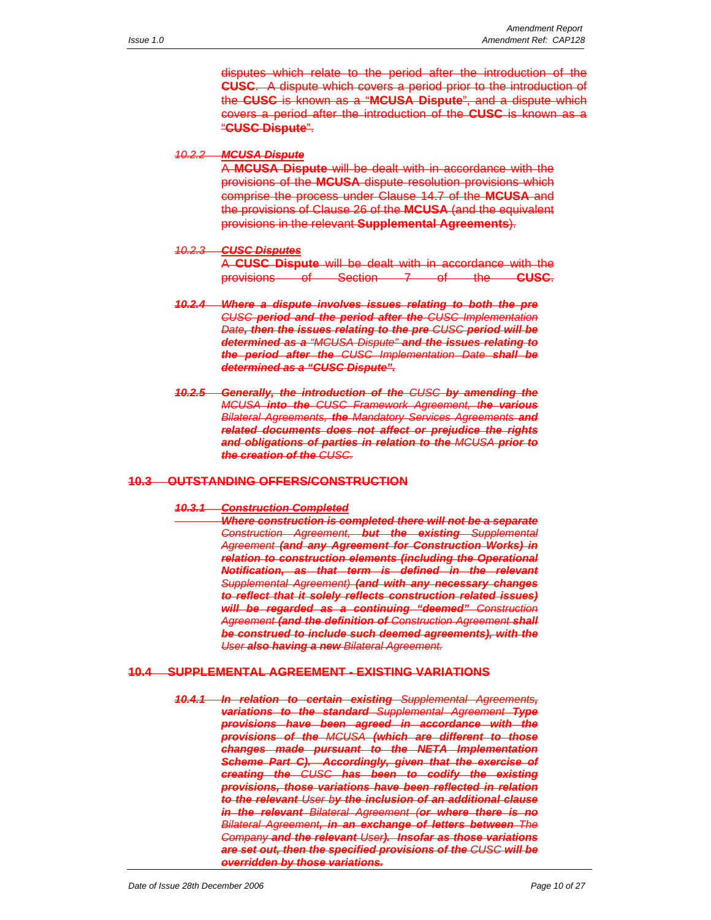~~disputes which relate to the period after the introduction of the **CUSC**. A dispute which covers a period prior to the introduction of the **CUSC** is known as a "**MCUSA Dispute**", and a dispute which covers a period after the introduction of the **CUSC** is known as a "**CUSC Dispute**".~~

~~*10.2.2* ***MCUSA Dispute***~~

~~A **MCUSA Dispute** will be dealt with in accordance with the provisions of the **MCUSA** dispute resolution provisions which comprise the process under Clause 14.7 of the **MCUSA** and the provisions of Clause 26 of the **MCUSA** (and the equivalent provisions in the relevant **Supplemental Agreements**).~~

~~*10.2.3* ***CUSC Disputes***~~

~~A **CUSC Dispute** will be dealt with in accordance with the provisions of Section 7 of the **CUSC**.~~

~~***10.2.4 Where a dispute involves issues relating to both the pre*** *CUSC* ***period and the period after the*** *CUSC Implementation Date****, then the issues relating to the pre*** *CUSC* ***period will be determined as a*** *"MCUSA Dispute"* ***and the issues relating to the period after the*** *CUSC Implementation Date* ***shall be determined as a "CUSC Dispute".***~~

~~***10.2.5 Generally, the introduction of the*** *CUSC* ***by amending the*** *MCUSA* ***into the*** *CUSC Framework Agreement,* ***the various*** *Bilateral Agreements,* ***the*** *Mandatory Services Agreements* ***and related documents does not affect or prejudice the rights and obligations of parties in relation to the*** *MCUSA* ***prior to the creation of the*** *CUSC.*~~

## ~~10.3 OUTSTANDING OFFERS/CONSTRUCTION~~

~~***10.3.1 Construction Completed***~~

~~***Where construction is completed there will not be a separate*** *Construction Agreement,* ***but the existing*** *Supplemental Agreement* ***(and any Agreement for Construction Works) in relation to construction elements (including the Operational Notification, as that term is defined in the relevant*** *Supplemental Agreement)* ***(and with any necessary changes to reflect that it solely reflects construction related issues) will be regarded as a continuing "deemed"*** *Construction Agreement* ***(and the definition of*** *Construction Agreement* ***shall be construed to include such deemed agreements), with the*** *User* ***also having a new*** *Bilateral Agreement.*~~

## ~~10.4 SUPPLEMENTAL AGREEMENT - EXISTING VARIATIONS~~

~~***10.4.1 In relation to certain existing*** *Supplemental Agreements****,*** ***variations to the standard*** *Supplemental Agreement* ***Type provisions have been agreed in accordance with the provisions of the*** *MCUSA* ***(which are different to those changes made pursuant to the NETA Implementation Scheme Part C). Accordingly, given that the exercise of creating the*** *CUSC* ***has been to codify the existing provisions, those variations have been reflected in relation to the relevant*** *User* ***by the inclusion of an additional clause in the relevant*** *Bilateral Agreement* ***(or where there is no*** *Bilateral Agreement****, in an exchange of letters between*** *The Company* ***and the relevant*** *User****). Insofar as those variations are set out, then the specified provisions of the*** *CUSC* ***will be overridden by those variations.***~~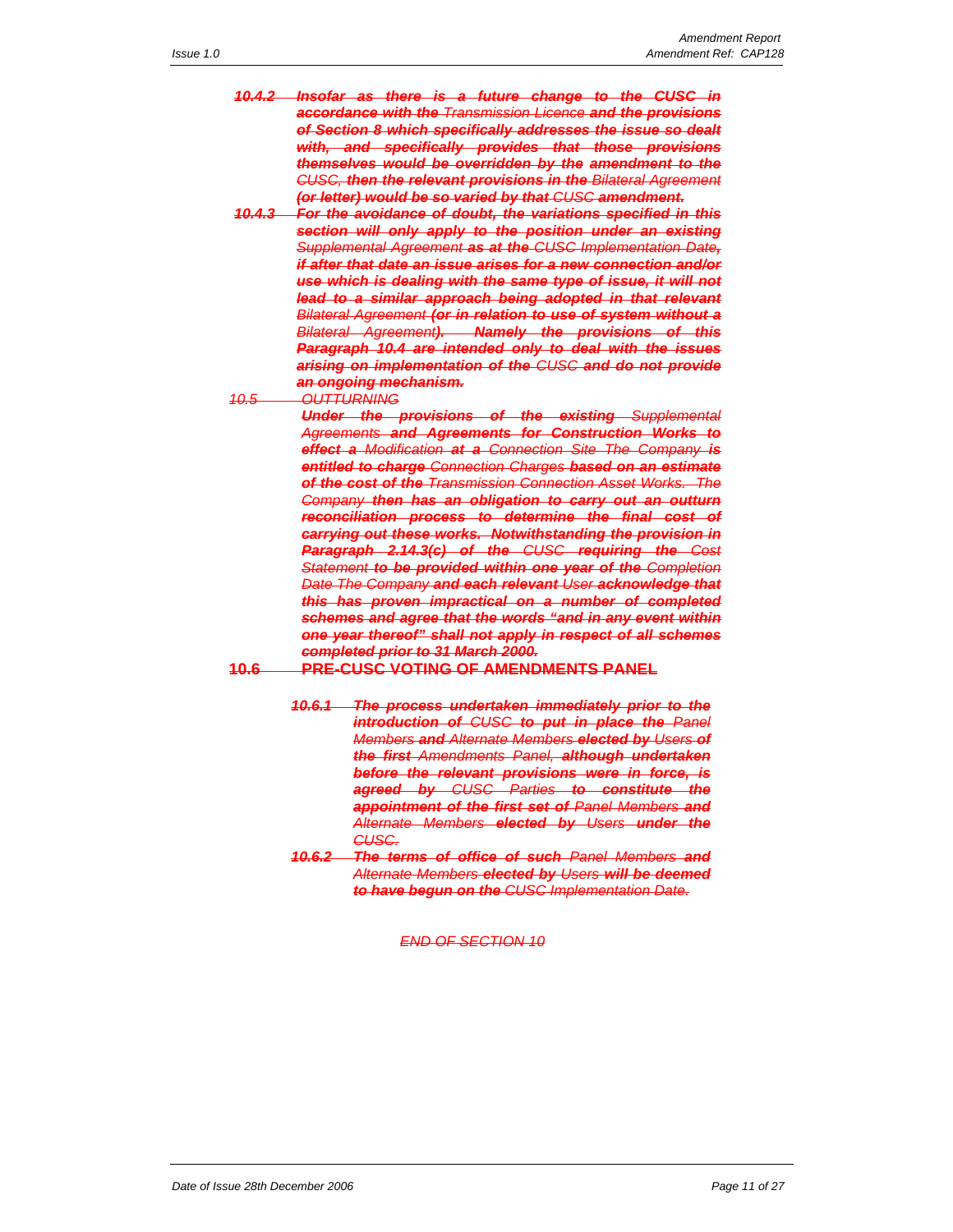~~**10.4.2** ***Insofar as there is a future change to the CUSC in accordance with the*** *Transmission Licence* ***and the provisions of Section 8 which specifically addresses the issue so dealt with, and specifically provides that those provisions themselves would be overridden by the amendment to the*** *CUSC,* ***then the relevant provisions in the*** *Bilateral Agreement* ***(or letter) would be so varied by that*** *CUSC* ***amendment.***~~

~~**10.4.3** ***For the avoidance of doubt, the variations specified in this section will only apply to the position under an existing*** *Supplemental Agreement* ***as at the*** *CUSC Implementation Date,* ***if after that date an issue arises for a new connection and/or use which is dealing with the same type of issue, it will not lead to a similar approach being adopted in that relevant*** *Bilateral Agreement* ***(or in relation to use of system without a*** *Bilateral Agreement****). Namely the provisions of this Paragraph 10.4 are intended only to deal with the issues arising on implementation of the*** *CUSC* ***and do not provide an ongoing mechanism.***~~

~~*10.5 OUTTURNING*~~

~~***Under the provisions of the existing*** *Supplemental Agreements* ***and Agreements for Construction Works to effect a*** *Modification* ***at a*** *Connection Site The Company* ***is entitled to charge*** *Connection Charges* ***based on an estimate of the cost of the*** *Transmission Connection Asset Works. The Company* ***then has an obligation to carry out an outturn reconciliation process to determine the final cost of carrying out these works. Notwithstanding the provision in Paragraph 2.14.3(c) of the*** *CUSC* ***requiring the*** *Cost Statement* ***to be provided within one year of the*** *Completion Date The Company* ***and each relevant*** *User* ***acknowledge that this has proven impractical on a number of completed schemes and agree that the words "and in any event within one year thereof" shall not apply in respect of all schemes completed prior to 31 March 2000.***~~

~~**10.6 PRE-CUSC VOTING OF AMENDMENTS PANEL**~~

~~**10.6.1** ***The process undertaken immediately prior to the introduction of*** *CUSC* ***to put in place the*** *Panel Members* ***and*** *Alternate Members* ***elected by*** *Users* ***of the first*** *Amendments Panel,* ***although undertaken before the relevant provisions were in force, is agreed by*** *CUSC Parties* ***to constitute the appointment of the first set of*** *Panel Members* ***and*** *Alternate Members* ***elected by*** *Users* ***under the*** *CUSC.*~~

~~**10.6.2** ***The terms of office of such*** *Panel Members* ***and*** *Alternate Members* ***elected by*** *Users* ***will be deemed to have begun on the*** *CUSC Implementation Date.*~~

~~*END OF SECTION 10*~~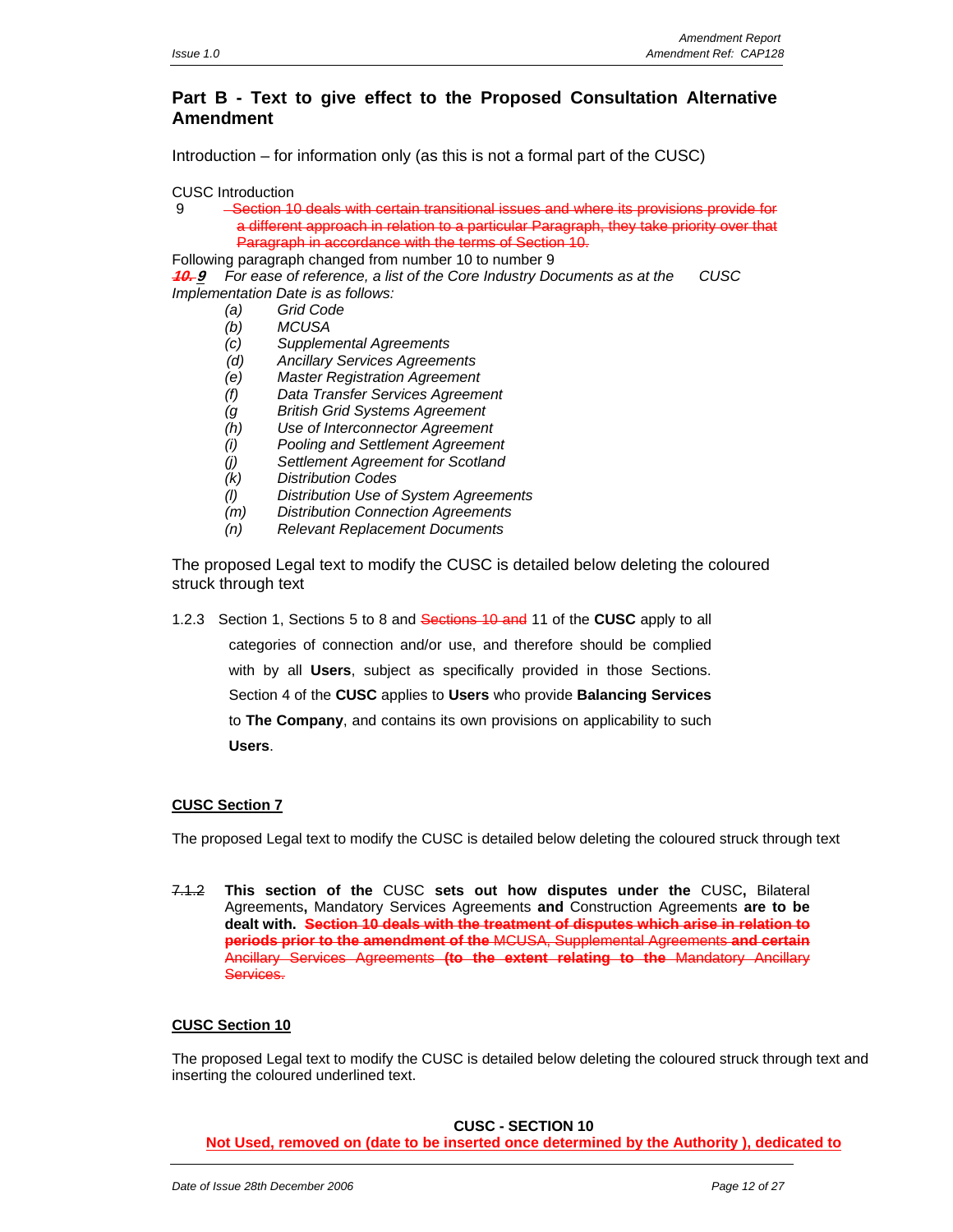## Part B - Text to give effect to the Proposed Consultation Alternative Amendment

Introduction – for information only (as this is not a formal part of the CUSC)

CUSC Introduction

9 ~~Section 10 deals with certain transitional issues and where its provisions provide for a different approach in relation to a particular Paragraph, they take priority over that Paragraph in accordance with the terms of Section 10.~~

Following paragraph changed from number 10 to number 9

***~~10.~~ 9*** *For ease of reference, a list of the Core Industry Documents as at the CUSC Implementation Date is as follows:*

- *(a) Grid Code*
- *(b) MCUSA*
- *(c) Supplemental Agreements*
- *(d) Ancillary Services Agreements*
- *(e) Master Registration Agreement*
- *(f) Data Transfer Services Agreement*
- *(g British Grid Systems Agreement*
- *(h) Use of Interconnector Agreement*
- *(i) Pooling and Settlement Agreement*
- *(j) Settlement Agreement for Scotland*
- *(k) Distribution Codes*
- *(l) Distribution Use of System Agreements*
- *(m) Distribution Connection Agreements*
- *(n) Relevant Replacement Documents*

The proposed Legal text to modify the CUSC is detailed below deleting the coloured struck through text

1.2.3 Section 1, Sections 5 to 8 and ~~Sections 10 and~~ 11 of the **CUSC** apply to all categories of connection and/or use, and therefore should be complied with by all **Users**, subject as specifically provided in those Sections. Section 4 of the **CUSC** applies to **Users** who provide **Balancing Services** to **The Company**, and contains its own provisions on applicability to such **Users**.

**<u>CUSC Section 7</u>**

The proposed Legal text to modify the CUSC is detailed below deleting the coloured struck through text

~~7.1.2~~ **This section of the** CUSC **sets out how disputes under the** CUSC**,** Bilateral Agreements**,** Mandatory Services Agreements **and** Construction Agreements **are to be dealt with.** ~~**Section 10 deals with the treatment of disputes which arise in relation to periods prior to the amendment of the** MCUSA, Supplemental Agreements **and certain** Ancillary Services Agreements **(to the extent relating to the** Mandatory Ancillary Services.~~

**<u>CUSC Section 10</u>**

The proposed Legal text to modify the CUSC is detailed below deleting the coloured struck through text and inserting the coloured underlined text.

**CUSC - SECTION 10**

**<u>Not Used, removed on (date to be inserted once determined by the Authority ), dedicated to</u>**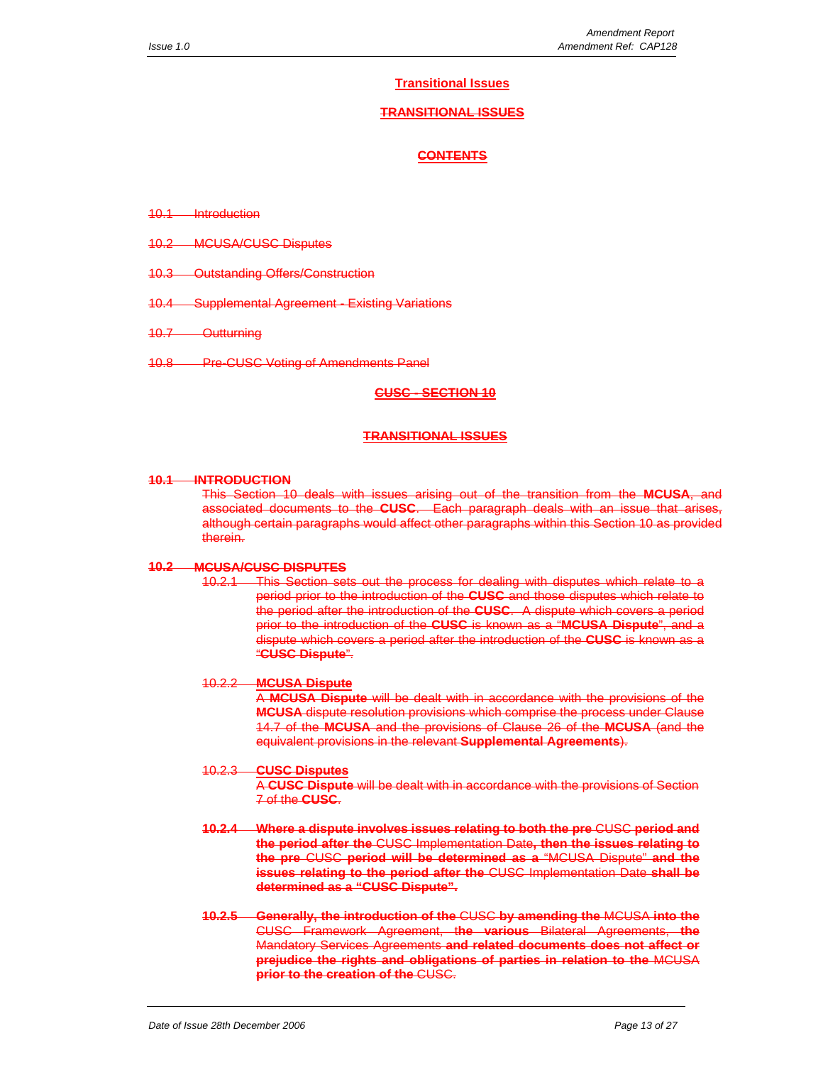**Transitional Issues**

~~**TRANSITIONAL ISSUES**~~

~~**CONTENTS**~~

~~10.1 Introduction~~

~~10.2 MCUSA/CUSC Disputes~~

~~10.3 Outstanding Offers/Construction~~

~~10.4 Supplemental Agreement - Existing Variations~~

~~10.7 Outturning~~

~~10.8 Pre-CUSC Voting of Amendments Panel~~

~~**CUSC - SECTION 10**~~

~~**TRANSITIONAL ISSUES**~~

~~**10.1 INTRODUCTION**~~

~~This Section 10 deals with issues arising out of the transition from the **MCUSA**, and associated documents to the **CUSC**. Each paragraph deals with an issue that arises, although certain paragraphs would affect other paragraphs within this Section 10 as provided therein.~~

~~**10.2 MCUSA/CUSC DISPUTES**~~

~~10.2.1 This Section sets out the process for dealing with disputes which relate to a period prior to the introduction of the **CUSC** and those disputes which relate to the period after the introduction of the **CUSC**. A dispute which covers a period prior to the introduction of the **CUSC** is known as a "**MCUSA Dispute**", and a dispute which covers a period after the introduction of the **CUSC** is known as a "**CUSC Dispute**".~~

~~10.2.2 **MCUSA Dispute**~~

~~A **MCUSA Dispute** will be dealt with in accordance with the provisions of the **MCUSA** dispute resolution provisions which comprise the process under Clause 14.7 of the **MCUSA** and the provisions of Clause 26 of the **MCUSA** (and the equivalent provisions in the relevant **Supplemental Agreements**).~~

~~10.2.3 **CUSC Disputes**~~

~~A **CUSC Dispute** will be dealt with in accordance with the provisions of Section 7 of the **CUSC**.~~

~~**10.2.4 Where a dispute involves issues relating to both the pre** CUSC **period and the period after the** CUSC Implementation Date**, then the issues relating to the pre** CUSC **period will be determined as a** "MCUSA Dispute" **and the issues relating to the period after the** CUSC Implementation Date **shall be determined as a "CUSC Dispute".**~~

~~**10.2.5 Generally, the introduction of the** CUSC **by amending the** MCUSA **into the** CUSC Framework Agreement, **the various** Bilateral Agreements, **the** Mandatory Services Agreements **and related documents does not affect or prejudice the rights and obligations of parties in relation to the** MCUSA **prior to the creation of the** CUSC.~~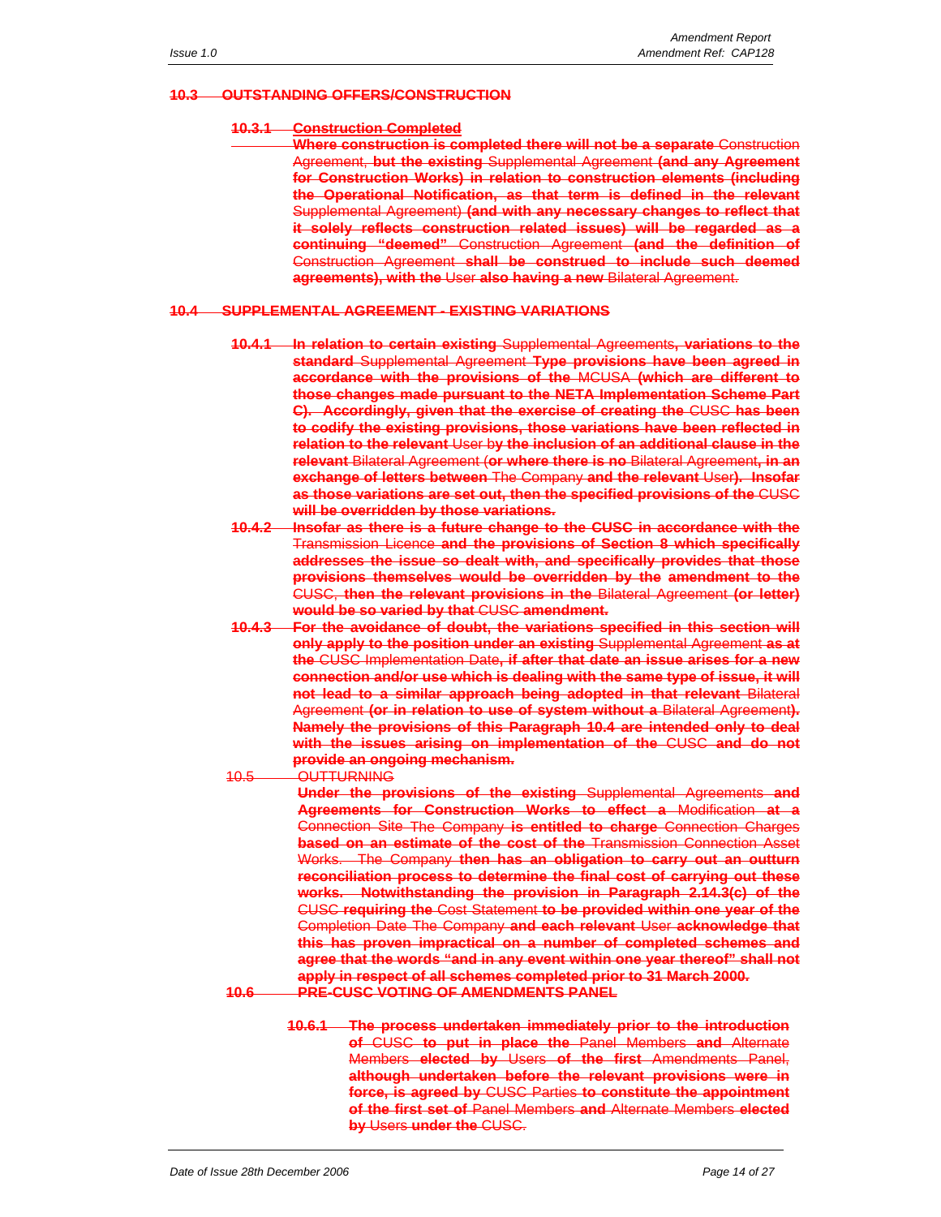~~**10.3 OUTSTANDING OFFERS/CONSTRUCTION**~~

~~**10.3.1 Construction Completed**~~

~~**Where construction is completed there will not be a separate** Construction Agreement, **but the existing** Supplemental Agreement **(and any Agreement for Construction Works) in relation to construction elements (including the Operational Notification, as that term is defined in the relevant** Supplemental Agreement) **(and with any necessary changes to reflect that it solely reflects construction related issues) will be regarded as a continuing "deemed"** Construction Agreement **(and the definition of** Construction Agreement **shall be construed to include such deemed agreements), with the** User **also having a new** Bilateral Agreement.~~

~~**10.4 SUPPLEMENTAL AGREEMENT - EXISTING VARIATIONS**~~

~~**10.4.1 In relation to certain existing** Supplemental Agreements**, variations to the standard** Supplemental Agreement **Type provisions have been agreed in accordance with the provisions of the** MCUSA **(which are different to those changes made pursuant to the NETA Implementation Scheme Part C). Accordingly, given that the exercise of creating the** CUSC **has been to codify the existing provisions, those variations have been reflected in relation to the relevant** User b**y the inclusion of an additional clause in the relevant** Bilateral Agreement (**or where there is no** Bilateral Agreement**, in an exchange of letters between** The Company **and the relevant** User**). Insofar as those variations are set out, then the specified provisions of the** CUSC **will be overridden by those variations.**~~

~~**10.4.2 Insofar as there is a future change to the CUSC in accordance with the** Transmission Licence **and the provisions of Section 8 which specifically addresses the issue so dealt with, and specifically provides that those provisions themselves would be overridden by the amendment to the** CUSC, **then the relevant provisions in the** Bilateral Agreement **(or letter) would be so varied by that** CUSC **amendment.**~~

~~**10.4.3 For the avoidance of doubt, the variations specified in this section will only apply to the position under an existing** Supplemental Agreement **as at the** CUSC Implementation Date**, if after that date an issue arises for a new connection and/or use which is dealing with the same type of issue, it will not lead to a similar approach being adopted in that relevant** Bilateral Agreement **(or in relation to use of system without a** Bilateral Agreement**). Namely the provisions of this Paragraph 10.4 are intended only to deal with the issues arising on implementation of the** CUSC **and do not provide an ongoing mechanism.**~~

~~10.5 OUTTURNING~~

~~**Under the provisions of the existing** Supplemental Agreements **and Agreements for Construction Works to effect a** Modification **at a** Connection Site The Company **is entitled to charge** Connection Charges **based on an estimate of the cost of the** Transmission Connection Asset Works. The Company **then has an obligation to carry out an outturn reconciliation process to determine the final cost of carrying out these works. Notwithstanding the provision in Paragraph 2.14.3(c) of the** CUSC **requiring the** Cost Statement **to be provided within one year of the** Completion Date The Company **and each relevant** User **acknowledge that this has proven impractical on a number of completed schemes and agree that the words "and in any event within one year thereof" shall not apply in respect of all schemes completed prior to 31 March 2000.**~~

~~**10.6 PRE-CUSC VOTING OF AMENDMENTS PANEL**~~

~~**10.6.1 The process undertaken immediately prior to the introduction of** CUSC **to put in place the** Panel Members **and** Alternate Members **elected by** Users **of the first** Amendments Panel, **although undertaken before the relevant provisions were in force, is agreed by** CUSC Parties **to constitute the appointment of the first set of** Panel Members **and** Alternate Members **elected by** Users **under the** CUSC.~~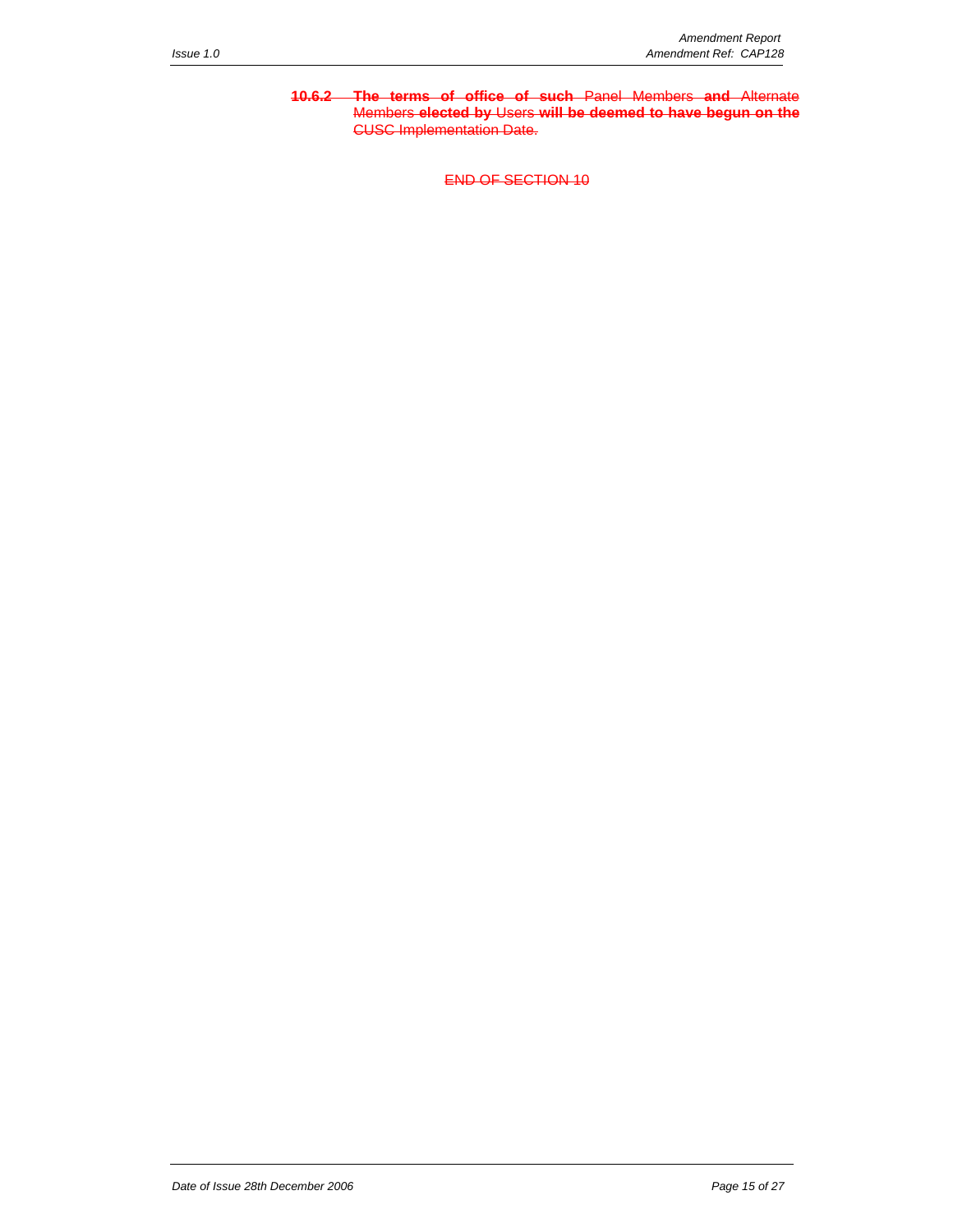~~**10.6.2 The terms of office of such** Panel Members **and** Alternate Members **elected by** Users **will be deemed to have begun on the** CUSC Implementation Date.~~

~~END OF SECTION 10~~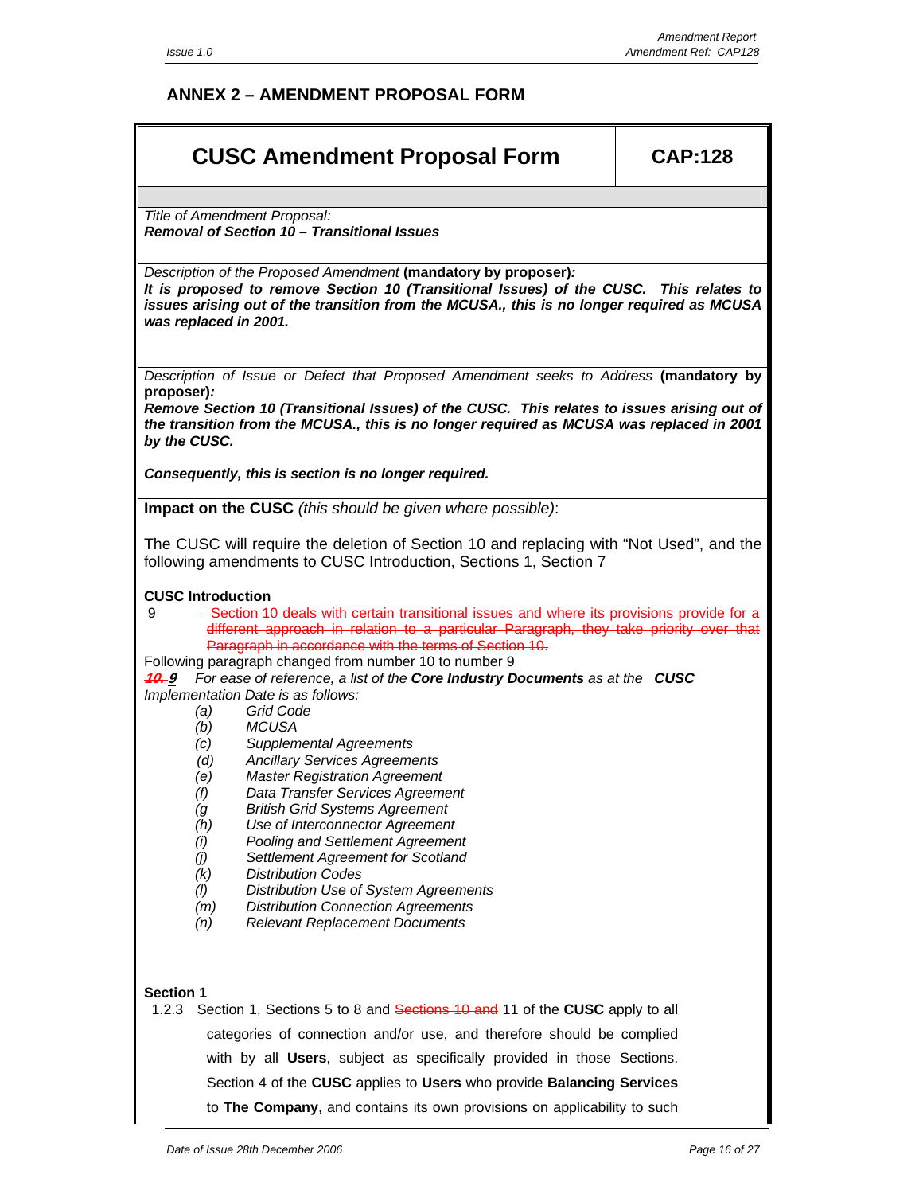## ANNEX 2 – AMENDMENT PROPOSAL FORM

| CUSC Amendment Proposal Form | CAP:128 |
|---|---|

*Title of Amendment Proposal:*
***Removal of Section 10 – Transitional Issues***

*Description of the Proposed Amendment* **(mandatory by proposer)***:*
***It is proposed to remove Section 10 (Transitional Issues) of the CUSC. This relates to issues arising out of the transition from the MCUSA., this is no longer required as MCUSA was replaced in 2001.***

*Description of Issue or Defect that Proposed Amendment seeks to Address* **(mandatory by proposer)***:*
***Remove Section 10 (Transitional Issues) of the CUSC. This relates to issues arising out of the transition from the MCUSA., this is no longer required as MCUSA was replaced in 2001 by the CUSC.***

***Consequently, this is section is no longer required.***

**Impact on the CUSC** *(this should be given where possible)*:

The CUSC will require the deletion of Section 10 and replacing with "Not Used", and the following amendments to CUSC Introduction, Sections 1, Section 7

**CUSC Introduction**

9 ~~Section 10 deals with certain transitional issues and where its provisions provide for a different approach in relation to a particular Paragraph, they take priority over that Paragraph in accordance with the terms of Section 10.~~

Following paragraph changed from number 10 to number 9

***~~10.~~ 9*** *For ease of reference, a list of the* ***Core Industry Documents*** *as at the* ***CUSC*** *Implementation Date is as follows:*

- *(a) Grid Code*
- *(b) MCUSA*
- *(c) Supplemental Agreements*
- *(d) Ancillary Services Agreements*
- *(e) Master Registration Agreement*
- *(f) Data Transfer Services Agreement*
- *(g British Grid Systems Agreement*
- *(h) Use of Interconnector Agreement*
- *(i) Pooling and Settlement Agreement*
- *(j) Settlement Agreement for Scotland*
- *(k) Distribution Codes*
- *(l) Distribution Use of System Agreements*
- *(m) Distribution Connection Agreements*
- *(n) Relevant Replacement Documents*

**Section 1**

1.2.3 Section 1, Sections 5 to 8 and ~~Sections 10 and~~ 11 of the **CUSC** apply to all categories of connection and/or use, and therefore should be complied with by all **Users**, subject as specifically provided in those Sections. Section 4 of the **CUSC** applies to **Users** who provide **Balancing Services** to **The Company**, and contains its own provisions on applicability to such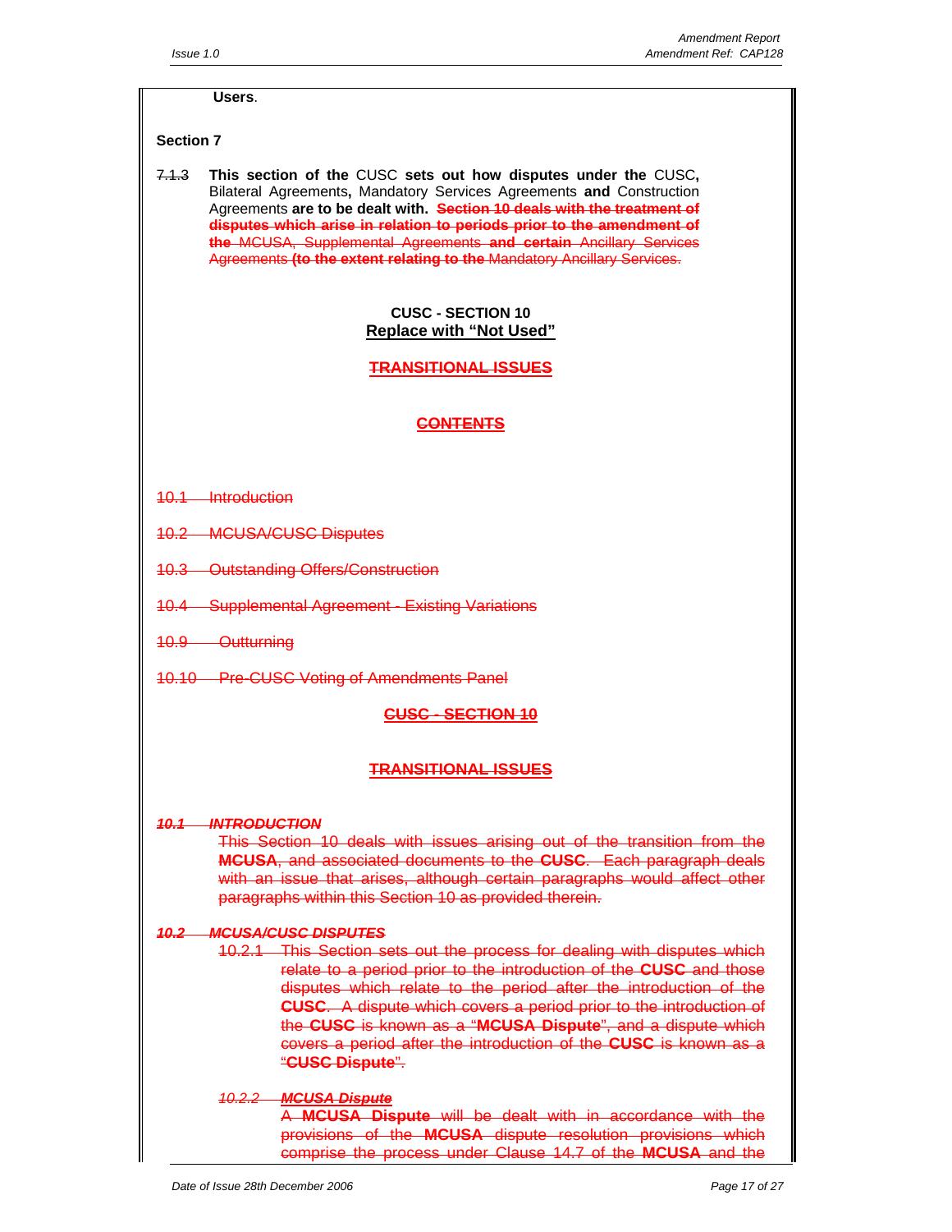**Users**.

**Section 7**

~~7.1.3~~ **This section of the** CUSC **sets out how disputes under the** CUSC**,** Bilateral Agreements**,** Mandatory Services Agreements **and** Construction Agreements **are to be dealt with.** ~~**Section 10 deals with the treatment of disputes which arise in relation to periods prior to the amendment of the** MCUSA, Supplemental Agreements **and certain** Ancillary Services Agreements **(to the extent relating to the** Mandatory Ancillary Services.~~

**CUSC - SECTION 10**

**Replace with "Not Used"**

~~**TRANSITIONAL ISSUES**~~

~~**CONTENTS**~~

~~10.1 Introduction~~

~~10.2 MCUSA/CUSC Disputes~~

~~10.3 Outstanding Offers/Construction~~

~~10.4 Supplemental Agreement - Existing Variations~~

~~10.9 Outturning~~

~~10.10 Pre-CUSC Voting of Amendments Panel~~

~~**CUSC - SECTION 10**~~

~~**TRANSITIONAL ISSUES**~~

~~***10.1 INTRODUCTION***~~

~~This Section 10 deals with issues arising out of the transition from the **MCUSA**, and associated documents to the **CUSC**. Each paragraph deals with an issue that arises, although certain paragraphs would affect other paragraphs within this Section 10 as provided therein.~~

~~***10.2 MCUSA/CUSC DISPUTES***~~

~~10.2.1 This Section sets out the process for dealing with disputes which relate to a period prior to the introduction of the **CUSC** and those disputes which relate to the period after the introduction of the **CUSC**. A dispute which covers a period prior to the introduction of the **CUSC** is known as a "**MCUSA Dispute**", and a dispute which covers a period after the introduction of the **CUSC** is known as a "**CUSC Dispute**".~~

~~*10.2.2* ***MCUSA Dispute***~~

~~A **MCUSA Dispute** will be dealt with in accordance with the provisions of the **MCUSA** dispute resolution provisions which comprise the process under Clause 14.7 of the **MCUSA** and the~~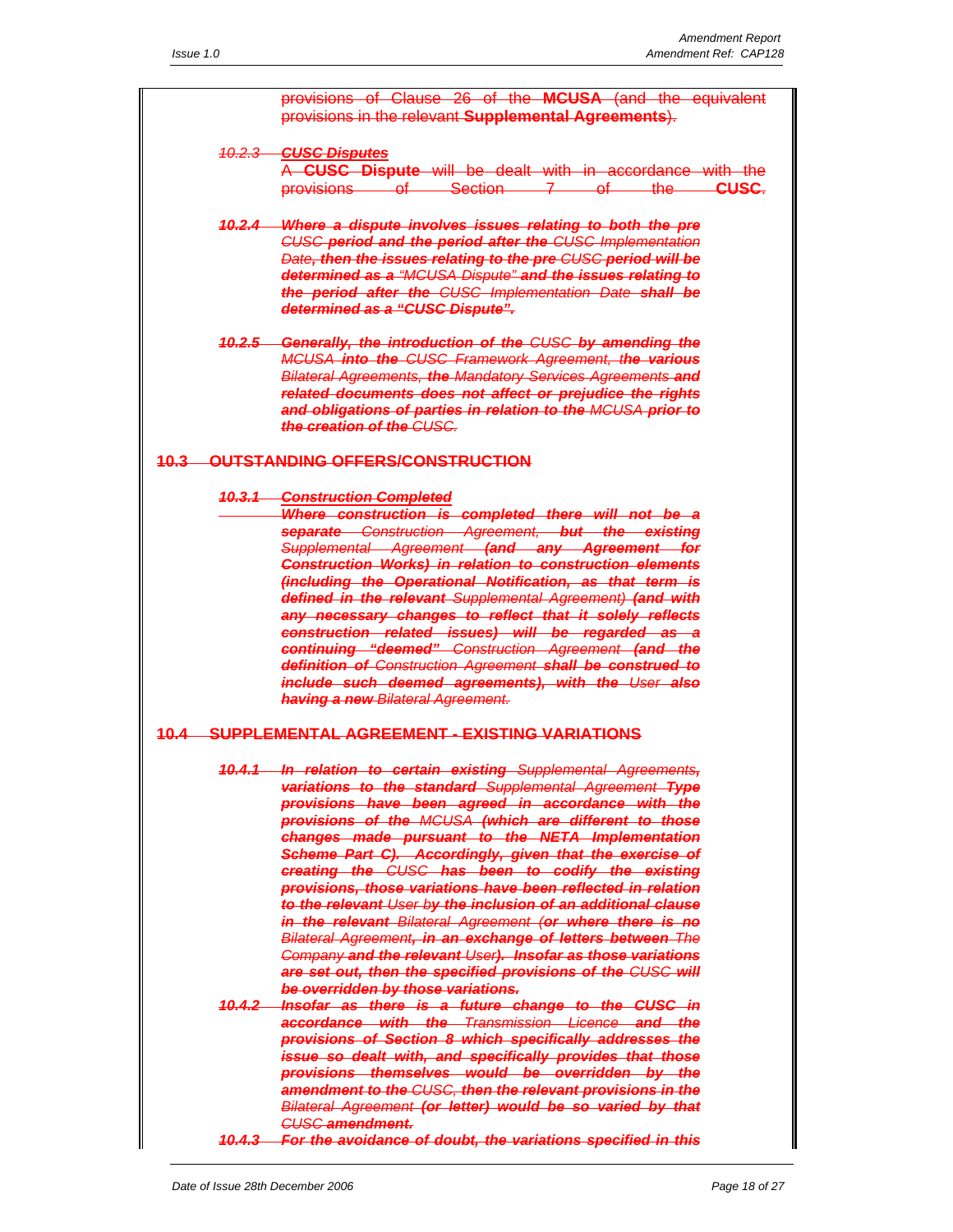~~provisions of Clause 26 of the **MCUSA** (and the equivalent provisions in the relevant **Supplemental Agreements**).~~

~~*10.2.3* ***CUSC Disputes***~~

~~A **CUSC Dispute** will be dealt with in accordance with the provisions of Section 7 of the **CUSC**.~~

~~***10.2.4*** ***Where a dispute involves issues relating to both the pre*** *CUSC* ***period and the period after the*** *CUSC Implementation Date****, then the issues relating to the pre*** *CUSC* ***period will be determined as a*** *"MCUSA Dispute"* ***and the issues relating to the period after the*** *CUSC Implementation Date* ***shall be determined as a "CUSC Dispute".***~~

~~***10.2.5*** ***Generally, the introduction of the*** *CUSC* ***by amending the*** *MCUSA* ***into the*** *CUSC Framework Agreement,* ***the various*** *Bilateral Agreements,* ***the*** *Mandatory Services Agreements* ***and related documents does not affect or prejudice the rights and obligations of parties in relation to the*** *MCUSA* ***prior to the creation of the*** *CUSC.*~~

## ~~10.3 OUTSTANDING OFFERS/CONSTRUCTION~~

~~***10.3.1*** ***Construction Completed***~~

~~***Where construction is completed there will not be a separate*** *Construction Agreement,* ***but the existing*** *Supplemental Agreement* ***(and any Agreement for Construction Works) in relation to construction elements (including the Operational Notification, as that term is defined in the relevant*** *Supplemental Agreement)* ***(and with any necessary changes to reflect that it solely reflects construction related issues) will be regarded as a continuing "deemed"*** *Construction Agreement* ***(and the definition of*** *Construction Agreement* ***shall be construed to include such deemed agreements), with the*** *User* ***also having a new*** *Bilateral Agreement.*~~

## ~~10.4 SUPPLEMENTAL AGREEMENT - EXISTING VARIATIONS~~

~~***10.4.1*** ***In relation to certain existing*** *Supplemental Agreements****, variations to the standard*** *Supplemental Agreement* ***Type provisions have been agreed in accordance with the provisions of the*** *MCUSA* ***(which are different to those changes made pursuant to the NETA Implementation Scheme Part C). Accordingly, given that the exercise of creating the*** *CUSC* ***has been to codify the existing provisions, those variations have been reflected in relation to the relevant*** *User* ***by the inclusion of an additional clause in the relevant*** *Bilateral Agreement* ***(or where there is no*** *Bilateral Agreement****, in an exchange of letters between*** *The Company* ***and the relevant*** *User****). Insofar as those variations are set out, then the specified provisions of the*** *CUSC* ***will be overridden by those variations.***~~

~~***10.4.2*** ***Insofar as there is a future change to the CUSC in accordance with the*** *Transmission Licence* ***and the provisions of Section 8 which specifically addresses the issue so dealt with, and specifically provides that those provisions themselves would be overridden by the amendment to the*** *CUSC****, then the relevant provisions in the*** *Bilateral Agreement* ***(or letter) would be so varied by that*** *CUSC* ***amendment.***~~

~~***10.4.3*** ***For the avoidance of doubt, the variations specified in this***~~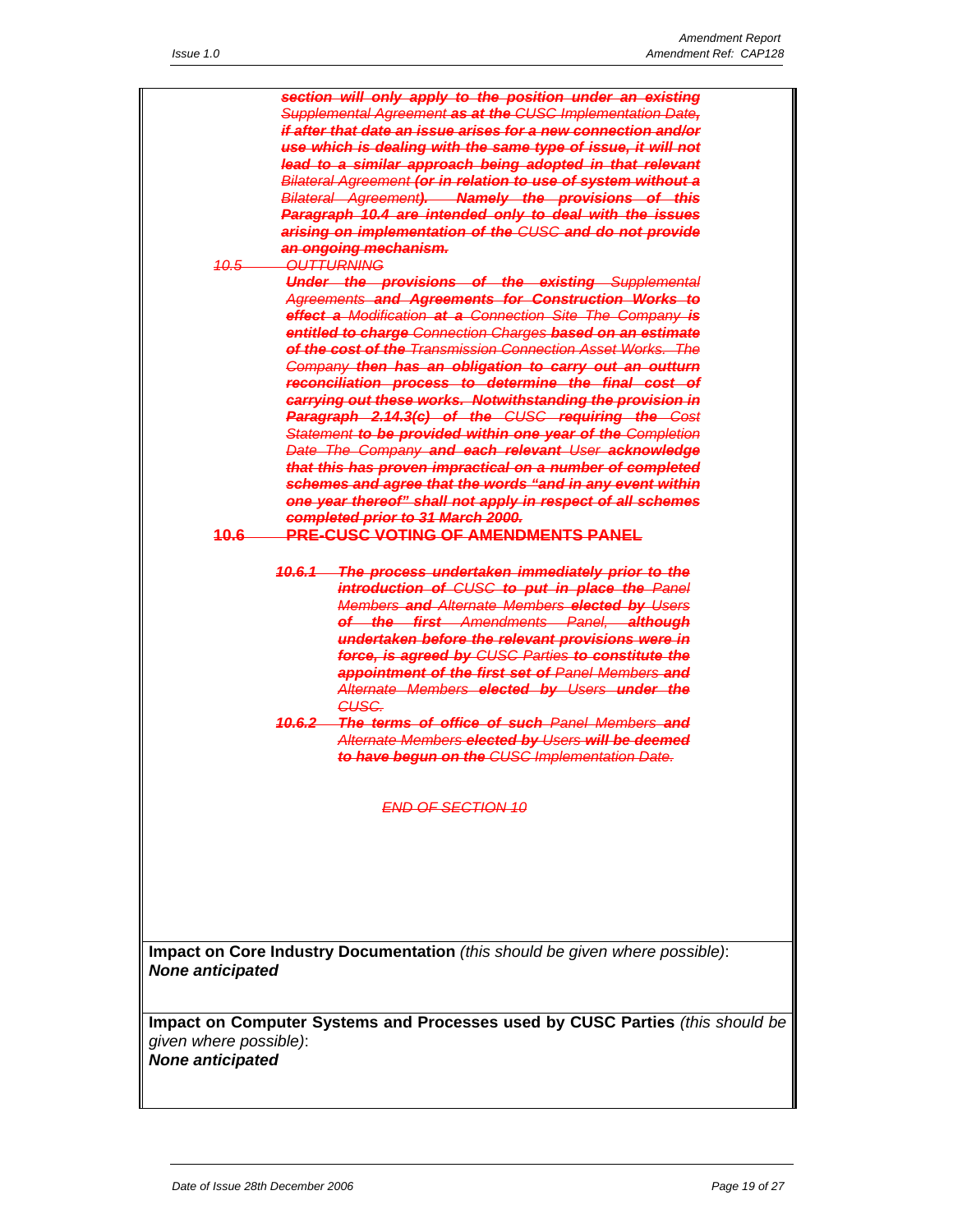~~***section will only apply to the position under an existing** Supplemental Agreement **as at the** CUSC Implementation Date**, if after that date an issue arises for a new connection and/or use which is dealing with the same type of issue, it will not lead to a similar approach being adopted in that relevant** Bilateral Agreement **(or in relation to use of system without a** Bilateral Agreement**). Namely the provisions of this Paragraph 10.4 are intended only to deal with the issues arising on implementation of the** CUSC **and do not provide an ongoing mechanism.***~~

~~*10.5 OUTTURNING*~~

~~***Under the provisions of the existing** Supplemental Agreements **and Agreements for Construction Works to effect a** Modification **at a** Connection Site The Company **is entitled to charge** Connection Charges **based on an estimate of the cost of the** Transmission Connection Asset Works. The Company **then has an obligation to carry out an outturn reconciliation process to determine the final cost of carrying out these works. Notwithstanding the provision in Paragraph 2.14.3(c) of the** CUSC **requiring the** Cost Statement **to be provided within one year of the** Completion Date The Company **and each relevant** User **acknowledge that this has proven impractical on a number of completed schemes and agree that the words "and in any event within one year thereof" shall not apply in respect of all schemes completed prior to 31 March 2000.***~~

~~**10.6 PRE-CUSC VOTING OF AMENDMENTS PANEL**~~

~~***10.6.1 The process undertaken immediately prior to the introduction of** CUSC **to put in place the** Panel Members **and** Alternate Members **elected by** Users **of the first** Amendments Panel, **although undertaken before the relevant provisions were in force, is agreed by** CUSC Parties **to constitute the appointment of the first set of** Panel Members **and** Alternate Members **elected by** Users **under the** CUSC.*~~

~~***10.6.2 The terms of office of such** Panel Members **and** Alternate Members **elected by** Users **will be deemed to have begun on the** CUSC Implementation Date.*~~

~~*END OF SECTION 10*~~

**Impact on Core Industry Documentation** *(this should be given where possible)*:
***None anticipated***

**Impact on Computer Systems and Processes used by CUSC Parties** *(this should be given where possible)*:
***None anticipated***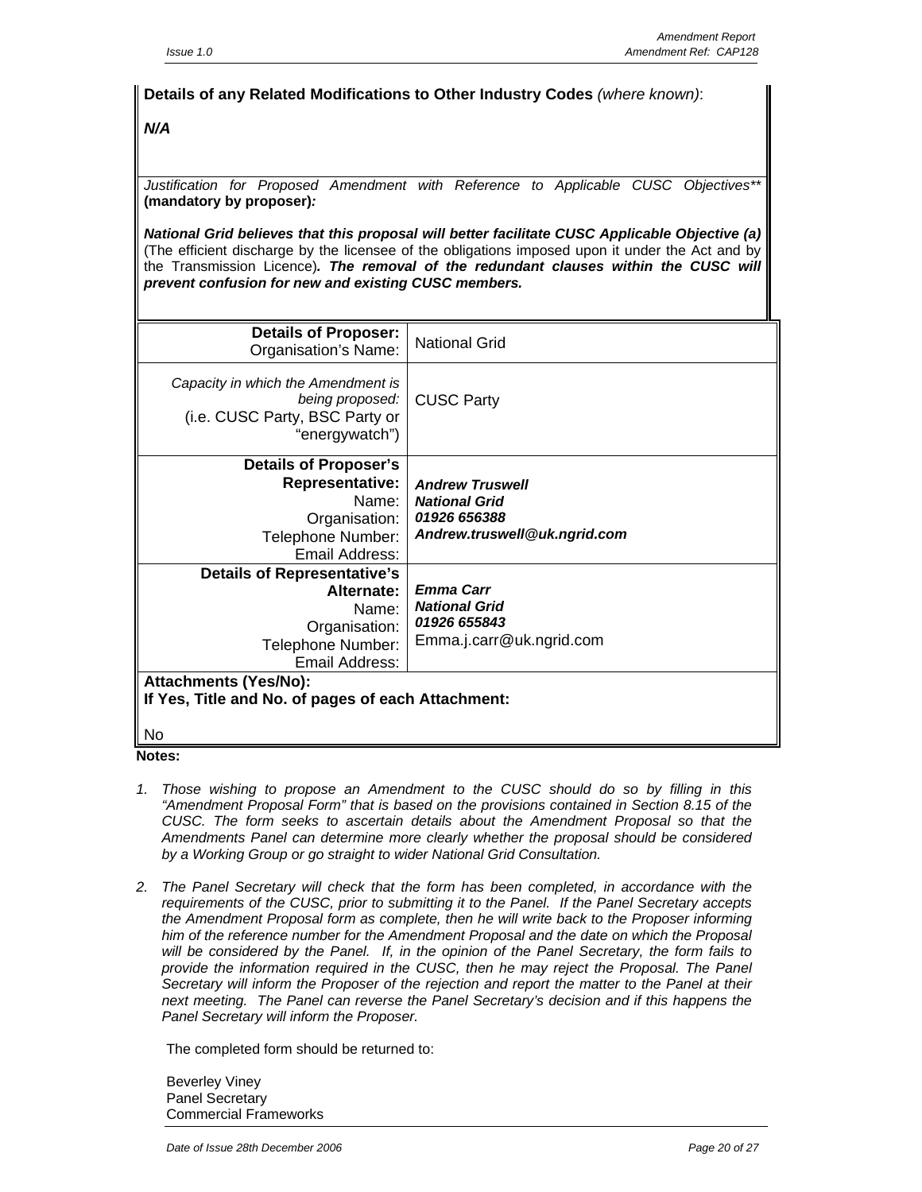**Details of any Related Modifications to Other Industry Codes** *(where known)*:

***N/A***

*Justification for Proposed Amendment with Reference to Applicable CUSC Objectives*** **(mandatory by proposer)***:*

***National Grid believes that this proposal will better facilitate CUSC Applicable Objective (a)*** (The efficient discharge by the licensee of the obligations imposed upon it under the Act and by the Transmission Licence)***. The removal of the redundant clauses within the CUSC will prevent confusion for new and existing CUSC members.***

| | |
|---|---|
| **Details of Proposer:** Organisation's Name: | National Grid |
| *Capacity in which the Amendment is being proposed:* (i.e. CUSC Party, BSC Party or "energywatch") | CUSC Party |
| **Details of Proposer's Representative:** Name: Organisation: Telephone Number: Email Address: | ***Andrew Truswell*** ***National Grid*** ***01926 656388*** ***Andrew.truswell@uk.ngrid.com*** |
| **Details of Representative's Alternate:** Name: Organisation: Telephone Number: Email Address: | ***Emma Carr*** ***National Grid*** ***01926 655843*** Emma.j.carr@uk.ngrid.com |

**Attachments (Yes/No):**
**If Yes, Title and No. of pages of each Attachment:**

No

**Notes:**

1. *Those wishing to propose an Amendment to the CUSC should do so by filling in this "Amendment Proposal Form" that is based on the provisions contained in Section 8.15 of the CUSC. The form seeks to ascertain details about the Amendment Proposal so that the Amendments Panel can determine more clearly whether the proposal should be considered by a Working Group or go straight to wider National Grid Consultation.*

2. *The Panel Secretary will check that the form has been completed, in accordance with the requirements of the CUSC, prior to submitting it to the Panel. If the Panel Secretary accepts the Amendment Proposal form as complete, then he will write back to the Proposer informing him of the reference number for the Amendment Proposal and the date on which the Proposal will be considered by the Panel. If, in the opinion of the Panel Secretary, the form fails to provide the information required in the CUSC, then he may reject the Proposal. The Panel Secretary will inform the Proposer of the rejection and report the matter to the Panel at their next meeting. The Panel can reverse the Panel Secretary's decision and if this happens the Panel Secretary will inform the Proposer.*

   The completed form should be returned to:

   Beverley Viney
   Panel Secretary
   Commercial Frameworks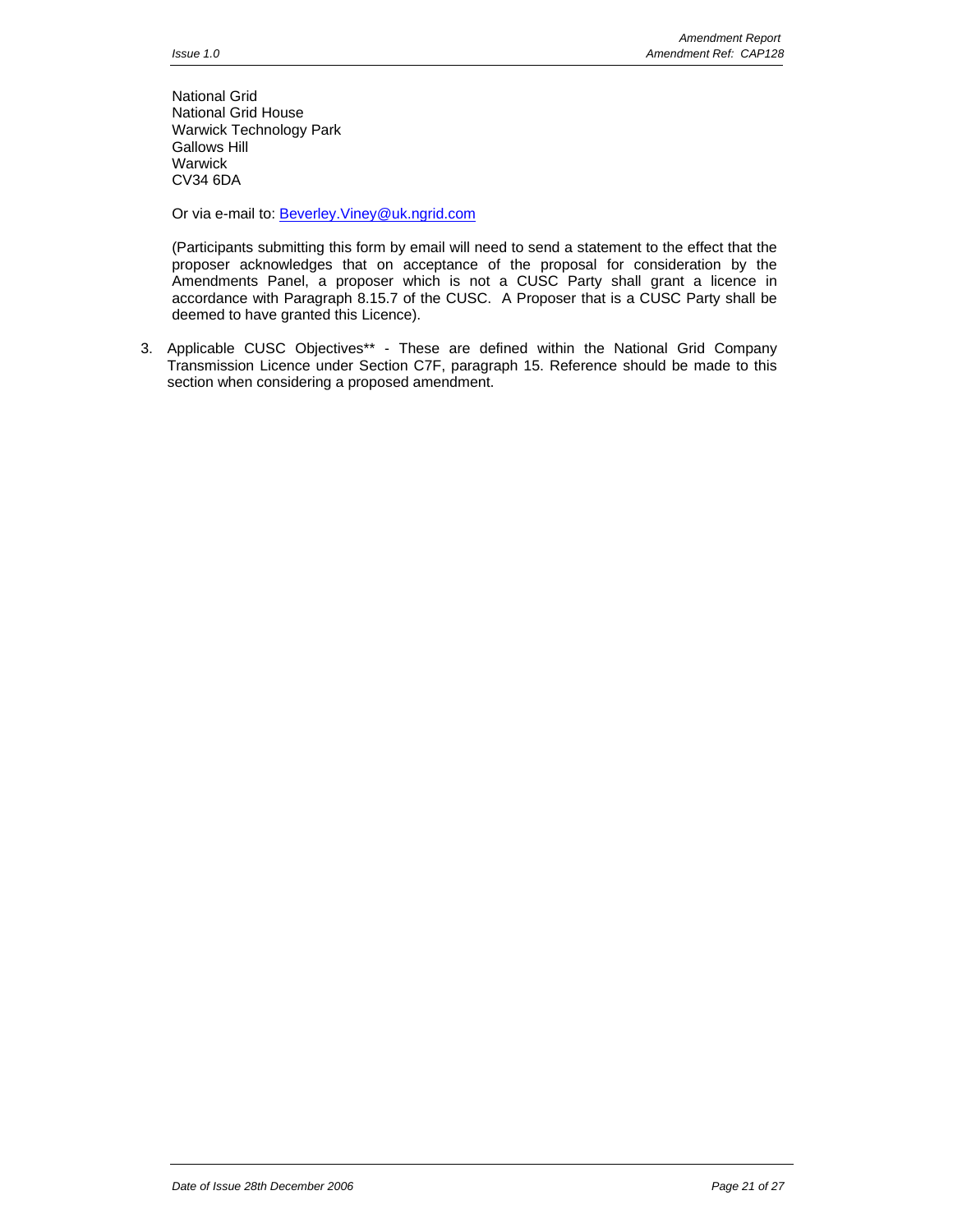National Grid
National Grid House
Warwick Technology Park
Gallows Hill
Warwick
CV34 6DA

Or via e-mail to: Beverley.Viney@uk.ngrid.com

(Participants submitting this form by email will need to send a statement to the effect that the proposer acknowledges that on acceptance of the proposal for consideration by the Amendments Panel, a proposer which is not a CUSC Party shall grant a licence in accordance with Paragraph 8.15.7 of the CUSC. A Proposer that is a CUSC Party shall be deemed to have granted this Licence).

3. Applicable CUSC Objectives** - These are defined within the National Grid Company Transmission Licence under Section C7F, paragraph 15. Reference should be made to this section when considering a proposed amendment.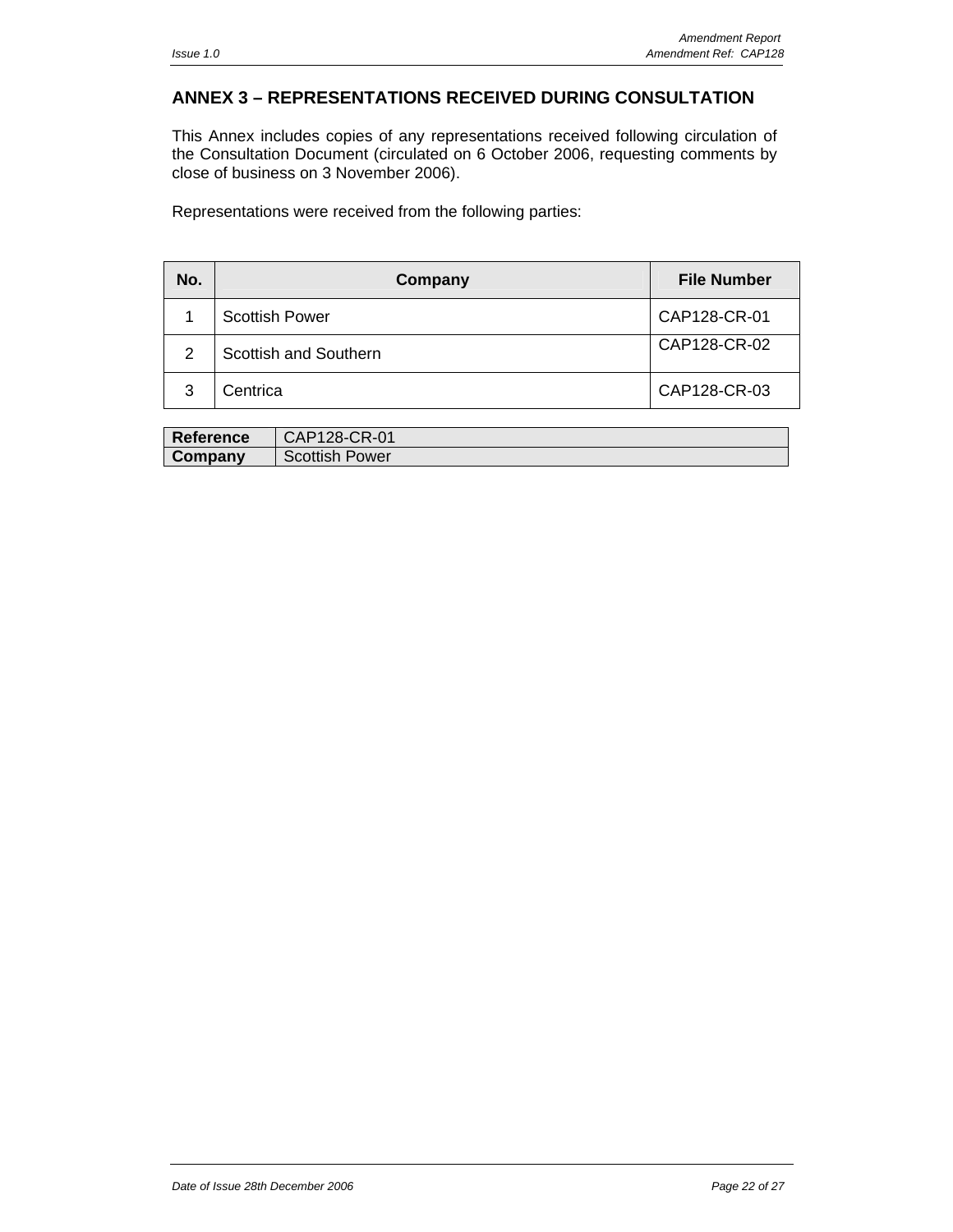## ANNEX 3 – REPRESENTATIONS RECEIVED DURING CONSULTATION

This Annex includes copies of any representations received following circulation of the Consultation Document (circulated on 6 October 2006, requesting comments by close of business on 3 November 2006).

Representations were received from the following parties:

| No. | Company | File Number |
|---|---|---|
| 1 | Scottish Power | CAP128-CR-01 |
| 2 | Scottish and Southern | CAP128-CR-02 |
| 3 | Centrica | CAP128-CR-03 |

| **Reference** | CAP128-CR-01 |
|---|---|
| **Company** | Scottish Power |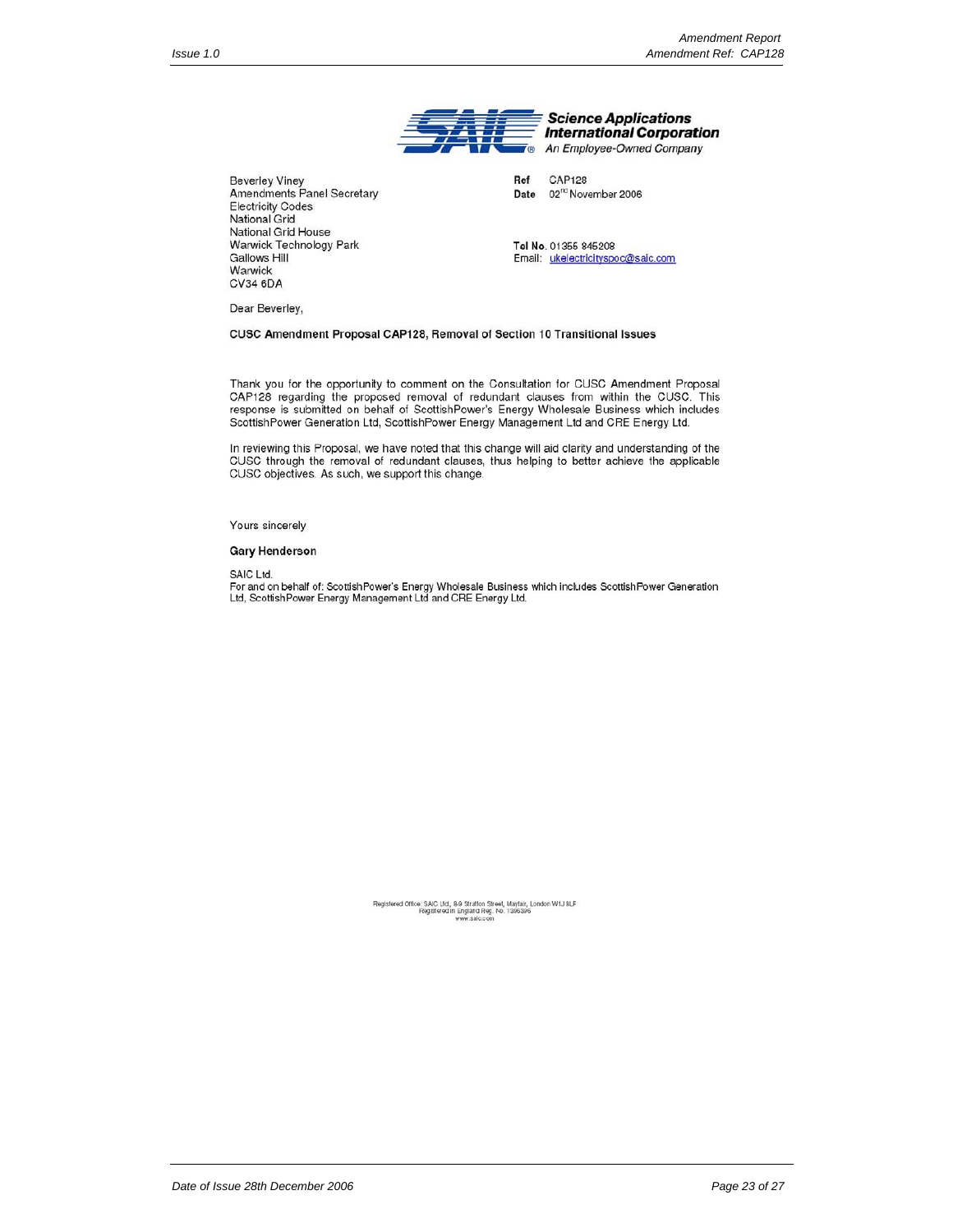**Science Applications International Corporation**
*An Employee-Owned Company*

Beverley Viney
Amendments Panel Secretary
Electricity Codes
National Grid
National Grid House
Warwick Technology Park
Gallows Hill
Warwick
CV34 6DA

**Ref** CAP128
**Date** 02nd November 2006

**Tel No.** 01355 845208
Email: ukelectricityspoc@saic.com

Dear Beverley,

**CUSC Amendment Proposal CAP128, Removal of Section 10 Transitional Issues**

Thank you for the opportunity to comment on the Consultation for CUSC Amendment Proposal CAP128 regarding the proposed removal of redundant clauses from within the CUSC. This response is submitted on behalf of ScottishPower's Energy Wholesale Business which includes ScottishPower Generation Ltd, ScottishPower Energy Management Ltd and CRE Energy Ltd.

In reviewing this Proposal, we have noted that this change will aid clarity and understanding of the CUSC through the removal of redundant clauses, thus helping to better achieve the applicable CUSC objectives. As such, we support this change.

Yours sincerely

**Gary Henderson**

SAIC Ltd.
For and on behalf of: ScottishPower's Energy Wholesale Business which includes ScottishPower Generation Ltd, ScottishPower Energy Management Ltd and CRE Energy Ltd.

Registered Office: SAIC Ltd., 8-9 Stratton Street, Mayfair, London W1J 8LF
Registered in England Reg. No. 1396396
www.saic.com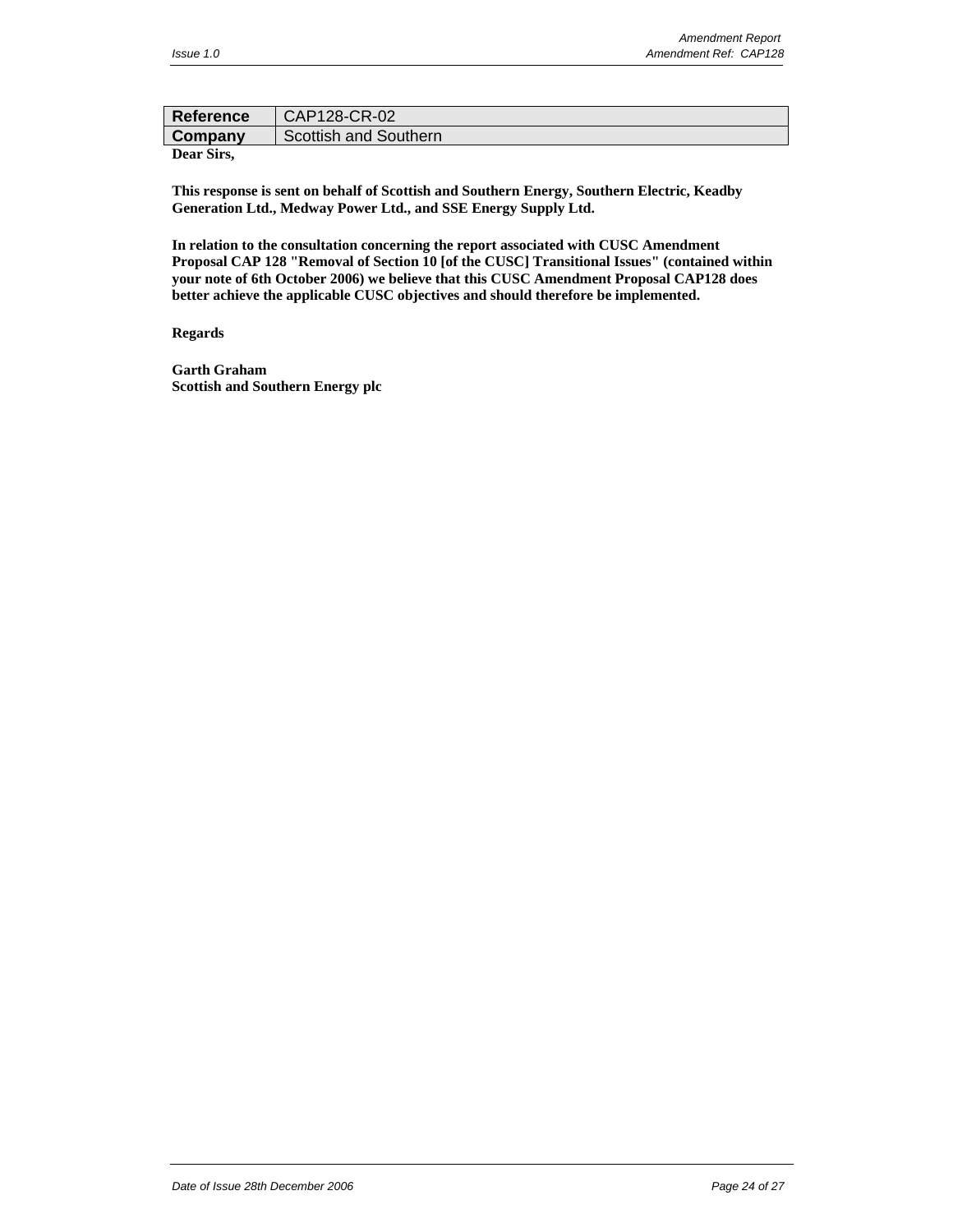| Reference | CAP128-CR-02 |
| --- | --- |
| Company | Scottish and Southern |

**Dear Sirs,**

**This response is sent on behalf of Scottish and Southern Energy, Southern Electric, Keadby Generation Ltd., Medway Power Ltd., and SSE Energy Supply Ltd.**

**In relation to the consultation concerning the report associated with CUSC Amendment Proposal CAP 128 "Removal of Section 10 [of the CUSC] Transitional Issues" (contained within your note of 6th October 2006) we believe that this CUSC Amendment Proposal CAP128 does better achieve the applicable CUSC objectives and should therefore be implemented.**

**Regards**

**Garth Graham**
**Scottish and Southern Energy plc**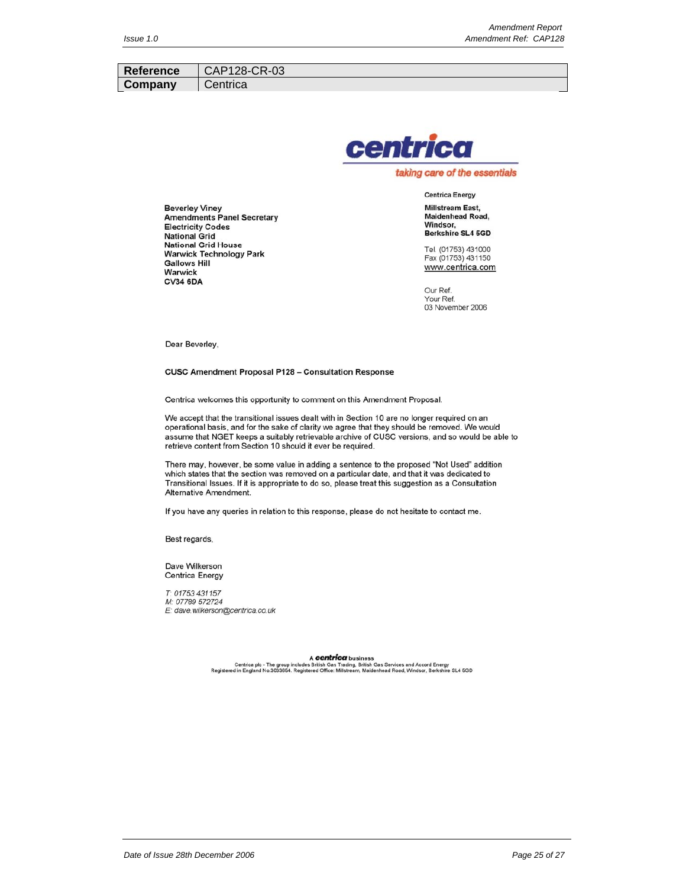| Reference | CAP128-CR-03 |
|---|---|
| Company | Centrica |

**centrica**

*taking care of the essentials*

**Beverley Viney**
**Amendments Panel Secretary**
**Electricity Codes**
**National Grid**
**National Grid House**
**Warwick Technology Park**
**Gallows Hill**
**Warwick**
**CV34 6DA**

**Centrica Energy**

**Millstream East,**
**Maidenhead Road,**
**Windsor,**
**Berkshire SL4 5GD**

Tel. (01753) 431000
Fax (01753) 431150
www.centrica.com

Our Ref.
Your Ref.
03 November 2006

Dear Beverley,

**CUSC Amendment Proposal P128 – Consultation Response**

Centrica welcomes this opportunity to comment on this Amendment Proposal.

We accept that the transitional issues dealt with in Section 10 are no longer required on an operational basis, and for the sake of clarity we agree that they should be removed. We would assume that NGET keeps a suitably retrievable archive of CUSC versions, and so would be able to retrieve content from Section 10 should it ever be required.

There may, however, be some value in adding a sentence to the proposed "Not Used" addition which states that the section was removed on a particular date, and that it was dedicated to Transitional Issues. If it is appropriate to do so, please treat this suggestion as a Consultation Alternative Amendment.

If you have any queries in relation to this response, please do not hesitate to contact me.

Best regards,

Dave Wilkerson
Centrica Energy

*T: 01753 431157*
*M: 07789 572724*
*E: dave.wilkerson@centrica.co.uk*

A **centrica** business
Centrica plc - The group includes British Gas Trading, British Gas Services and Accord Energy
Registered in England No.3033654. Registered Office: Millstream, Maidenhead Road, Windsor, Berkshire SL4 5GD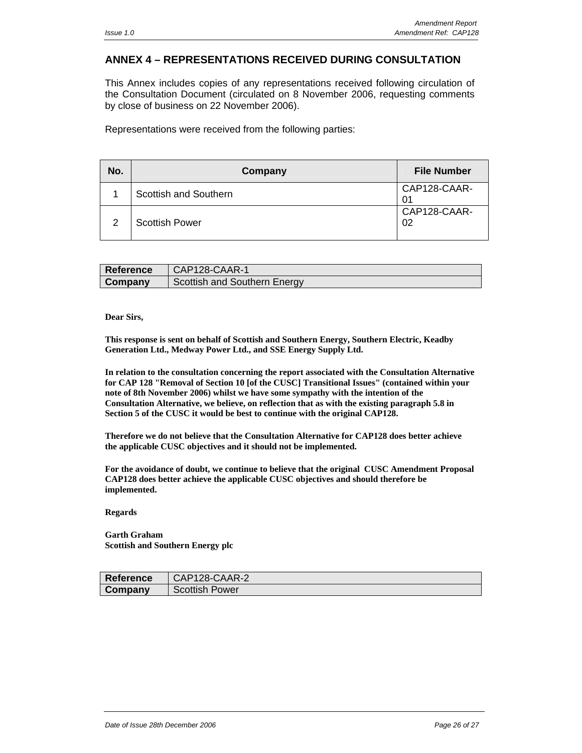## ANNEX 4 – REPRESENTATIONS RECEIVED DURING CONSULTATION

This Annex includes copies of any representations received following circulation of the Consultation Document (circulated on 8 November 2006, requesting comments by close of business on 22 November 2006).

Representations were received from the following parties:

| No. | Company | File Number |
|---|---|---|
| 1 | Scottish and Southern | CAP128-CAAR-01 |
| 2 | Scottish Power | CAP128-CAAR-02 |

| Reference | CAP128-CAAR-1 |
|---|---|
| Company | Scottish and Southern Energy |

**Dear Sirs,**

**This response is sent on behalf of Scottish and Southern Energy, Southern Electric, Keadby Generation Ltd., Medway Power Ltd., and SSE Energy Supply Ltd.**

**In relation to the consultation concerning the report associated with the Consultation Alternative for CAP 128 "Removal of Section 10 [of the CUSC] Transitional Issues" (contained within your note of 8th November 2006) whilst we have some sympathy with the intention of the Consultation Alternative, we believe, on reflection that as with the existing paragraph 5.8 in Section 5 of the CUSC it would be best to continue with the original CAP128.**

**Therefore we do not believe that the Consultation Alternative for CAP128 does better achieve the applicable CUSC objectives and it should not be implemented.**

**For the avoidance of doubt, we continue to believe that the original CUSC Amendment Proposal CAP128 does better achieve the applicable CUSC objectives and should therefore be implemented.**

**Regards**

**Garth Graham**
**Scottish and Southern Energy plc**

| Reference | CAP128-CAAR-2 |
|---|---|
| Company | Scottish Power |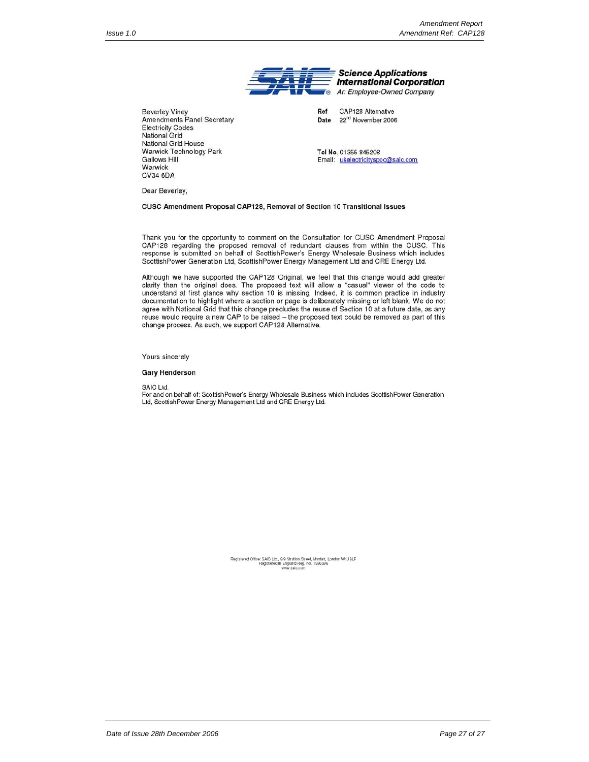**Science Applications International Corporation**
*An Employee-Owned Company*

Beverley Viney
Amendments Panel Secretary
Electricity Codes
National Grid
National Grid House
Warwick Technology Park
Gallows Hill
Warwick
CV34 6DA

**Ref** CAP128 Alternative
**Date** 22nd November 2006

**Tel No.** 01355 845208
Email: ukelectricityspoc@saic.com

Dear Beverley,

**CUSC Amendment Proposal CAP128, Removal of Section 10 Transitional Issues**

Thank you for the opportunity to comment on the Consultation for CUSC Amendment Proposal CAP128 regarding the proposed removal of redundant clauses from within the CUSC. This response is submitted on behalf of ScottishPower's Energy Wholesale Business which includes ScottishPower Generation Ltd, ScottishPower Energy Management Ltd and CRE Energy Ltd.

Although we have supported the CAP128 Original, we feel that this change would add greater clarity than the original does. The proposed text will allow a "casual" viewer of the code to understand at first glance why section 10 is missing. Indeed, it is common practice in industry documentation to highlight where a section or page is deliberately missing or left blank. We do not agree with National Grid that this change precludes the reuse of Section 10 at a future date, as any reuse would require a new CAP to be raised – the proposed text could be removed as part of this change process. As such, we support CAP128 Alternative.

Yours sincerely

**Gary Henderson**

SAIC Ltd.
For and on behalf of: ScottishPower's Energy Wholesale Business which includes ScottishPower Generation Ltd, ScottishPower Energy Management Ltd and CRE Energy Ltd.

Registered Office: SAIC Ltd., 8-9 Stratton Street, Mayfair, London W1J 8LF
Registered in England Reg. No. 1396396
www.saic.com